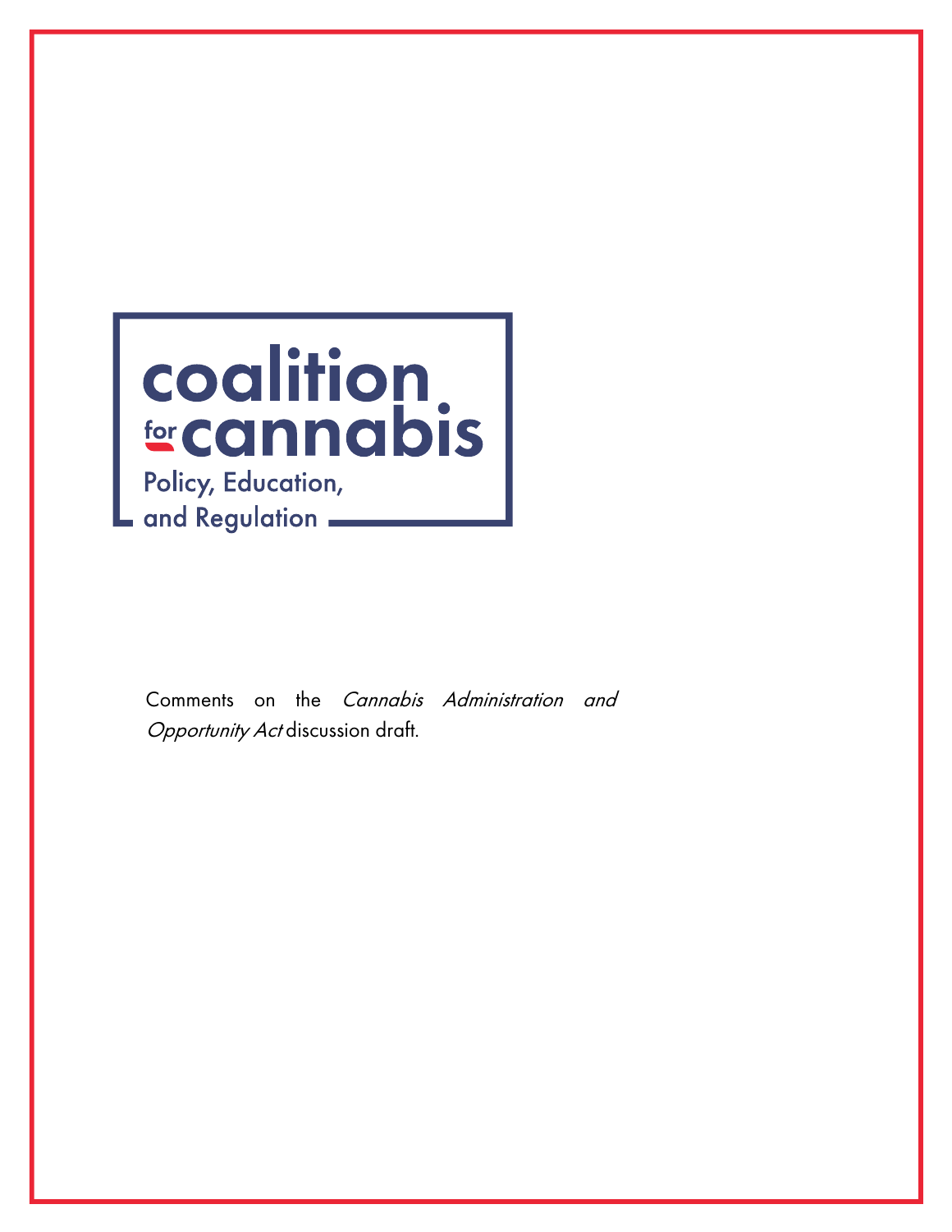# coalition for cannabis

Policy, Education, and Regulation

Comments on the *Cannabis Administration and Opportunity Act* discussion draft.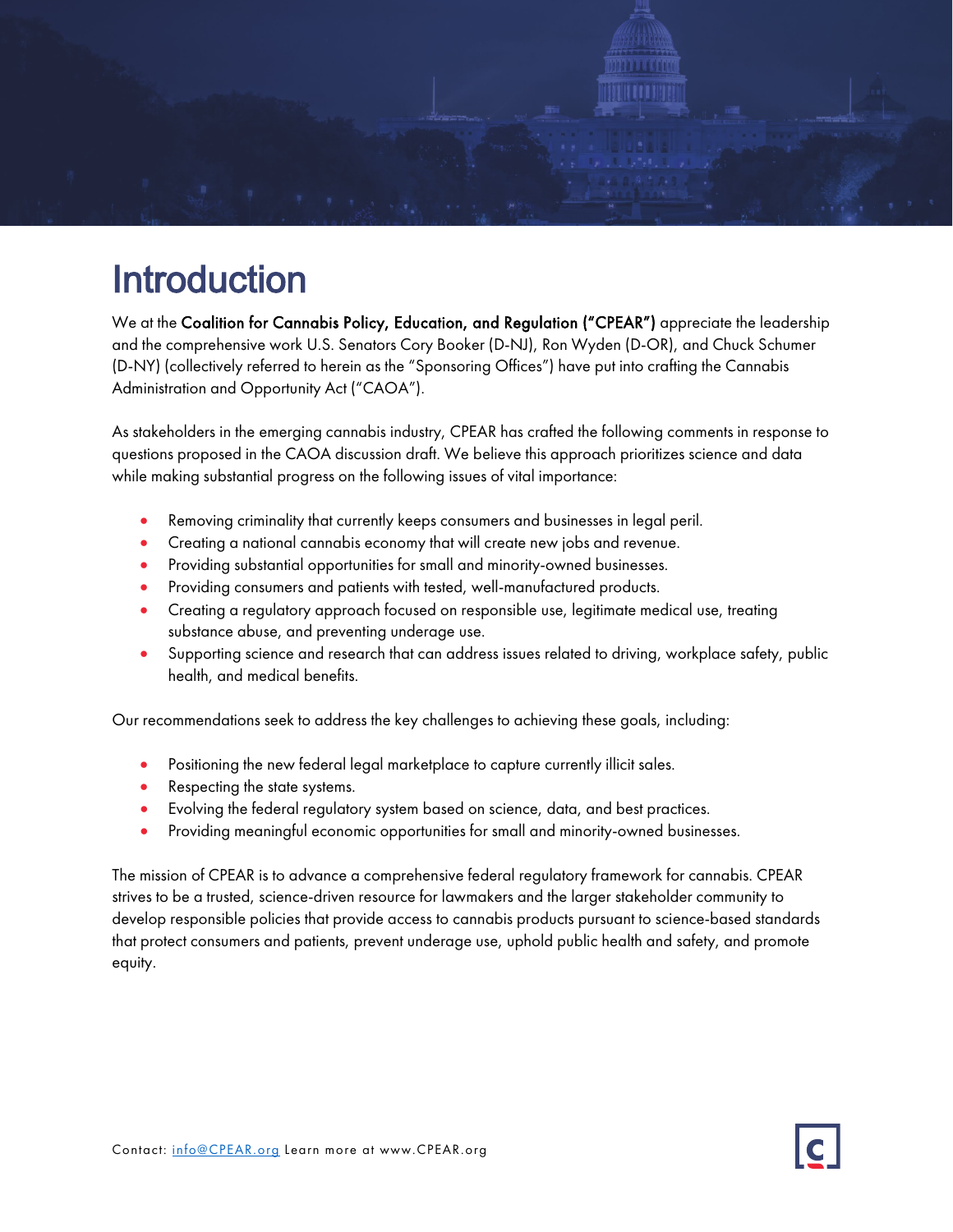# Introduction

We at the **Coalition for Cannabis Policy, Education, and Regulation ("CPEAR")** appreciate the leadership and the comprehensive work U.S. Senators Cory Booker (D-NJ), Ron Wyden (D-OR), and Chuck Schumer (D-NY) (collectively referred to herein as the "Sponsoring Offices") have put into crafting the Cannabis Administration and Opportunity Act ("CAOA").

As stakeholders in the emerging cannabis industry, CPEAR has crafted the following comments in response to questions proposed in the CAOA discussion draft. We believe this approach prioritizes science and data while making substantial progress on the following issues of vital importance:

- Removing criminality that currently keeps consumers and businesses in legal peril.
- Creating a national cannabis economy that will create new jobs and revenue.
- Providing substantial opportunities for small and minority-owned businesses.
- Providing consumers and patients with tested, well-manufactured products.
- Creating a regulatory approach focused on responsible use, legitimate medical use, treating substance abuse, and preventing underage use.
- Supporting science and research that can address issues related to driving, workplace safety, public health, and medical benefits.

Our recommendations seek to address the key challenges to achieving these goals, including:

- Positioning the new federal legal marketplace to capture currently illicit sales.
- Respecting the state systems.
- Evolving the federal regulatory system based on science, data, and best practices.
- Providing meaningful economic opportunities for small and minority-owned businesses.

The mission of CPEAR is to advance a comprehensive federal regulatory framework for cannabis. CPEAR strives to be a trusted, science-driven resource for lawmakers and the larger stakeholder community to develop responsible policies that provide access to cannabis products pursuant to science-based standards that protect consumers and patients, prevent underage use, uphold public health and safety, and promote equity.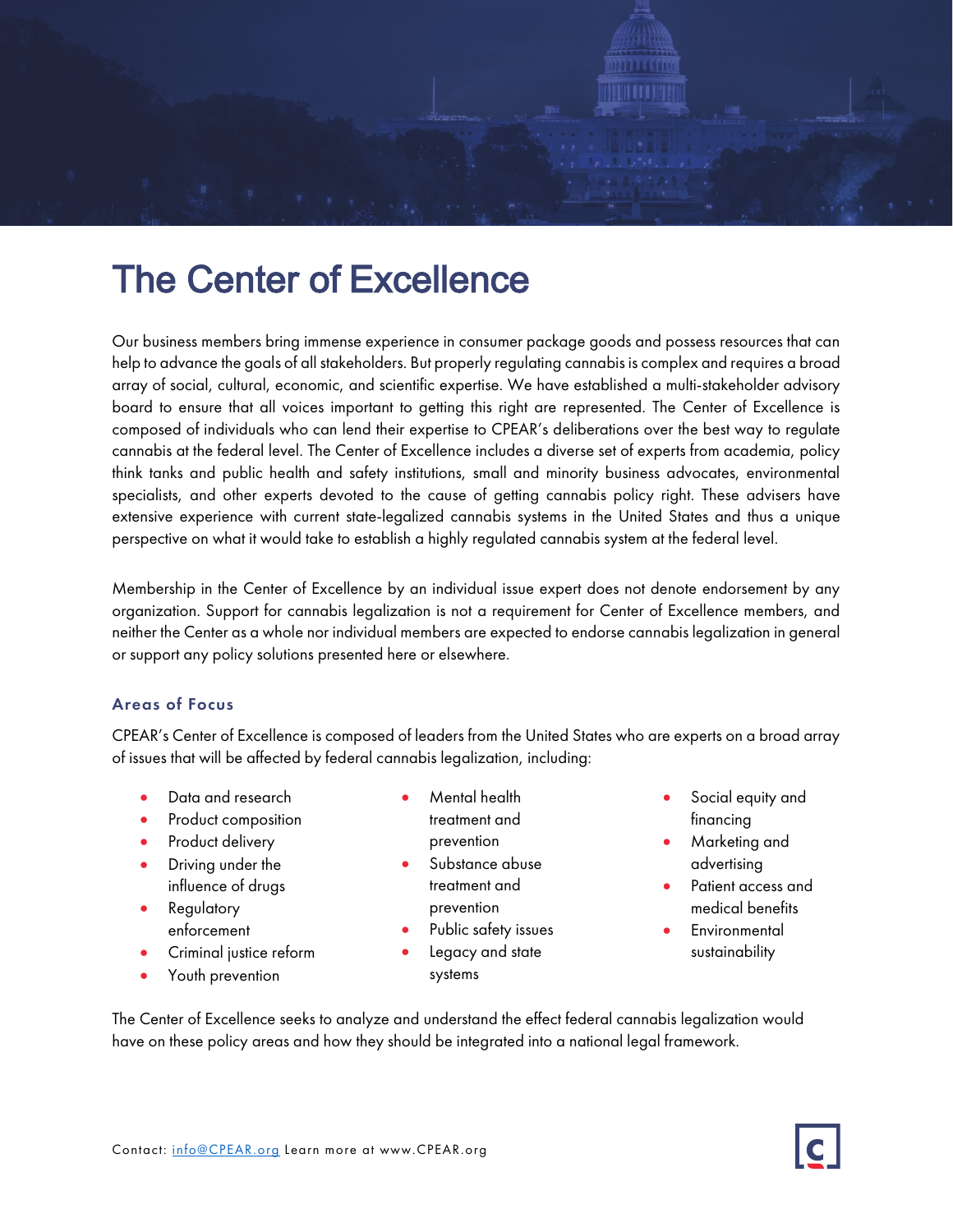# The Center of Excellence

Our business members bring immense experience in consumer package goods and possess resources that can help to advance the goals of all stakeholders. But properly regulating cannabis is complex and requires a broad array of social, cultural, economic, and scientific expertise. We have established a multi-stakeholder advisory board to ensure that all voices important to getting this right are represented. The Center of Excellence is composed of individuals who can lend their expertise to CPEAR's deliberations over the best way to regulate cannabis at the federal level. The Center of Excellence includes a diverse set of experts from academia, policy think tanks and public health and safety institutions, small and minority business advocates, environmental specialists, and other experts devoted to the cause of getting cannabis policy right. These advisers have extensive experience with current state-legalized cannabis systems in the United States and thus a unique perspective on what it would take to establish a highly regulated cannabis system at the federal level.

Membership in the Center of Excellence by an individual issue expert does not denote endorsement by any organization. Support for cannabis legalization is not a requirement for Center of Excellence members, and neither the Center as a whole nor individual members are expected to endorse cannabis legalization in general or support any policy solutions presented here or elsewhere.

### Areas of Focus

CPEAR's Center of Excellence is composed of leaders from the United States who are experts on a broad array of issues that will be affected by federal cannabis legalization, including:

- Data and research
- Product composition
- Product delivery
- Driving under the influence of drugs
- Regulatory enforcement
- Criminal justice reform
- Youth prevention
- Mental health treatment and prevention
- Substance abuse treatment and prevention
- Public safety issues
- Legacy and state systems
- Social equity and financing
- Marketing and advertising
- Patient access and medical benefits
- Environmental sustainability

The Center of Excellence seeks to analyze and understand the effect federal cannabis legalization would have on these policy areas and how they should be integrated into a national legal framework.

Contact: info@CPEAR.org Learn more at www.CPEAR.org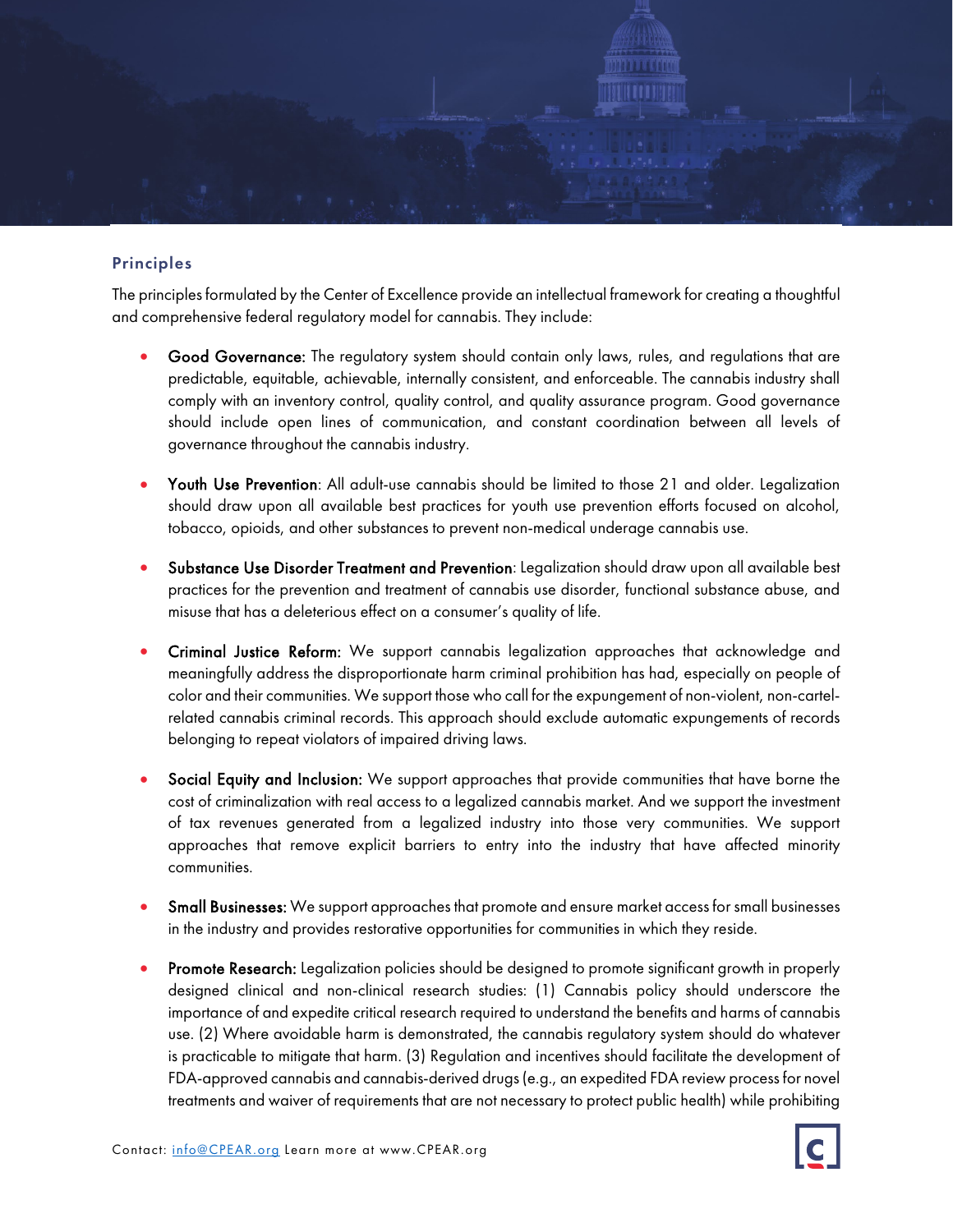## Principles

The principles formulated by the Center of Excellence provide an intellectual framework for creating a thoughtful and comprehensive federal regulatory model for cannabis. They include:

- **Good Governance:** The regulatory system should contain only laws, rules, and regulations that are predictable, equitable, achievable, internally consistent, and enforceable. The cannabis industry shall comply with an inventory control, quality control, and quality assurance program. Good governance should include open lines of communication, and constant coordination between all levels of governance throughout the cannabis industry.

- **Youth Use Prevention**: All adult-use cannabis should be limited to those 21 and older. Legalization should draw upon all available best practices for youth use prevention efforts focused on alcohol, tobacco, opioids, and other substances to prevent non-medical underage cannabis use.

- **Substance Use Disorder Treatment and Prevention**: Legalization should draw upon all available best practices for the prevention and treatment of cannabis use disorder, functional substance abuse, and misuse that has a deleterious effect on a consumer's quality of life.

- **Criminal Justice Reform:** We support cannabis legalization approaches that acknowledge and meaningfully address the disproportionate harm criminal prohibition has had, especially on people of color and their communities. We support those who call for the expungement of non-violent, non-cartel-related cannabis criminal records. This approach should exclude automatic expungements of records belonging to repeat violators of impaired driving laws.

- **Social Equity and Inclusion:** We support approaches that provide communities that have borne the cost of criminalization with real access to a legalized cannabis market. And we support the investment of tax revenues generated from a legalized industry into those very communities. We support approaches that remove explicit barriers to entry into the industry that have affected minority communities.

- **Small Businesses:** We support approaches that promote and ensure market access for small businesses in the industry and provides restorative opportunities for communities in which they reside.

- **Promote Research:** Legalization policies should be designed to promote significant growth in properly designed clinical and non-clinical research studies: (1) Cannabis policy should underscore the importance of and expedite critical research required to understand the benefits and harms of cannabis use. (2) Where avoidable harm is demonstrated, the cannabis regulatory system should do whatever is practicable to mitigate that harm. (3) Regulation and incentives should facilitate the development of FDA-approved cannabis and cannabis-derived drugs (e.g., an expedited FDA review process for novel treatments and waiver of requirements that are not necessary to protect public health) while prohibiting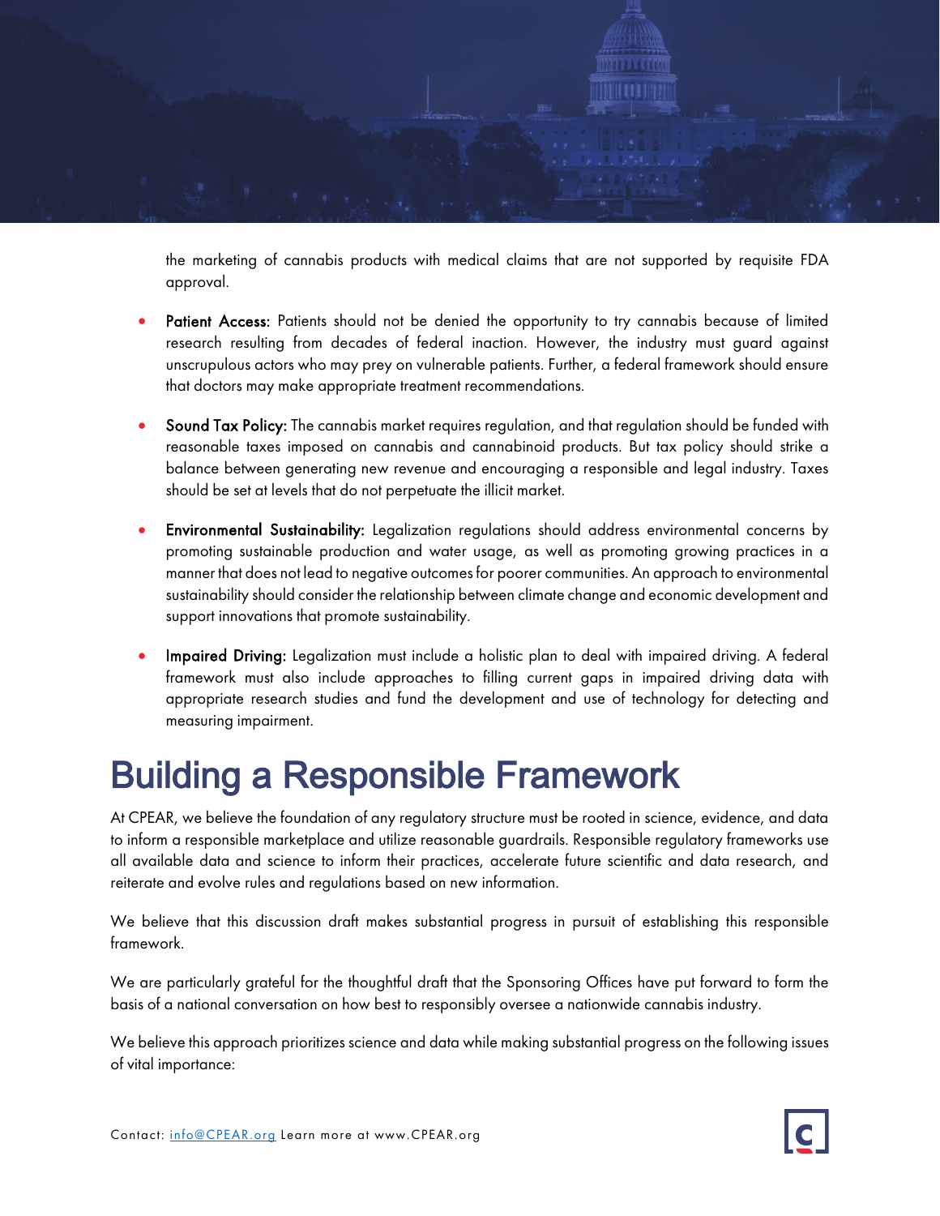the marketing of cannabis products with medical claims that are not supported by requisite FDA approval.

- **Patient Access:** Patients should not be denied the opportunity to try cannabis because of limited research resulting from decades of federal inaction. However, the industry must guard against unscrupulous actors who may prey on vulnerable patients. Further, a federal framework should ensure that doctors may make appropriate treatment recommendations.

- **Sound Tax Policy:** The cannabis market requires regulation, and that regulation should be funded with reasonable taxes imposed on cannabis and cannabinoid products. But tax policy should strike a balance between generating new revenue and encouraging a responsible and legal industry. Taxes should be set at levels that do not perpetuate the illicit market.

- **Environmental Sustainability:** Legalization regulations should address environmental concerns by promoting sustainable production and water usage, as well as promoting growing practices in a manner that does not lead to negative outcomes for poorer communities. An approach to environmental sustainability should consider the relationship between climate change and economic development and support innovations that promote sustainability.

- **Impaired Driving:** Legalization must include a holistic plan to deal with impaired driving. A federal framework must also include approaches to filling current gaps in impaired driving data with appropriate research studies and fund the development and use of technology for detecting and measuring impairment.

# Building a Responsible Framework

At CPEAR, we believe the foundation of any regulatory structure must be rooted in science, evidence, and data to inform a responsible marketplace and utilize reasonable guardrails. Responsible regulatory frameworks use all available data and science to inform their practices, accelerate future scientific and data research, and reiterate and evolve rules and regulations based on new information.

We believe that this discussion draft makes substantial progress in pursuit of establishing this responsible framework.

We are particularly grateful for the thoughtful draft that the Sponsoring Offices have put forward to form the basis of a national conversation on how best to responsibly oversee a nationwide cannabis industry.

We believe this approach prioritizes science and data while making substantial progress on the following issues of vital importance: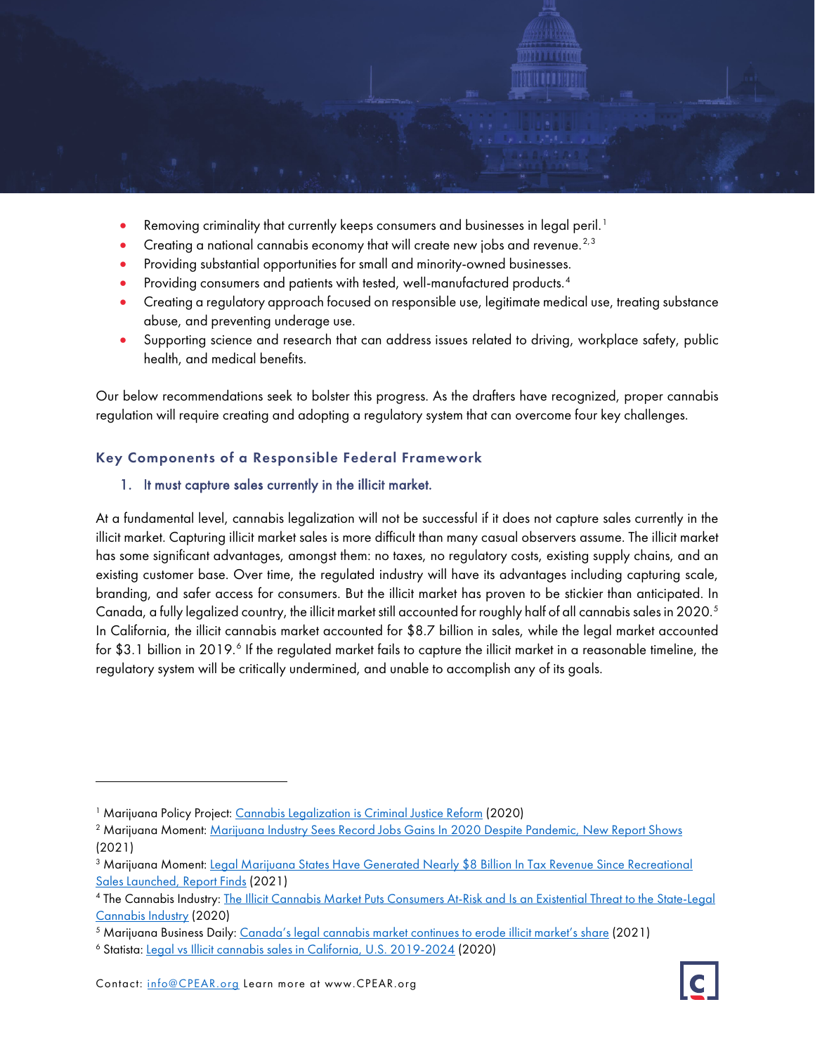- Removing criminality that currently keeps consumers and businesses in legal peril.[1]
- Creating a national cannabis economy that will create new jobs and revenue.[2,3]
- Providing substantial opportunities for small and minority-owned businesses.
- Providing consumers and patients with tested, well-manufactured products.[4]
- Creating a regulatory approach focused on responsible use, legitimate medical use, treating substance abuse, and preventing underage use.
- Supporting science and research that can address issues related to driving, workplace safety, public health, and medical benefits.

Our below recommendations seek to bolster this progress. As the drafters have recognized, proper cannabis regulation will require creating and adopting a regulatory system that can overcome four key challenges.

### Key Components of a Responsible Federal Framework

1. It must capture sales currently in the illicit market.

At a fundamental level, cannabis legalization will not be successful if it does not capture sales currently in the illicit market. Capturing illicit market sales is more difficult than many casual observers assume. The illicit market has some significant advantages, amongst them: no taxes, no regulatory costs, existing supply chains, and an existing customer base. Over time, the regulated industry will have its advantages including capturing scale, branding, and safer access for consumers. But the illicit market has proven to be stickier than anticipated. In Canada, a fully legalized country, the illicit market still accounted for roughly half of all cannabis sales in 2020.[5] In California, the illicit cannabis market accounted for $8.7 billion in sales, while the legal market accounted for $3.1 billion in 2019.[6] If the regulated market fails to capture the illicit market in a reasonable timeline, the regulatory system will be critically undermined, and unable to accomplish any of its goals.

---

[1] Marijuana Policy Project: Cannabis Legalization is Criminal Justice Reform (2020)

[2] Marijuana Moment: Marijuana Industry Sees Record Jobs Gains In 2020 Despite Pandemic, New Report Shows (2021)

[3] Marijuana Moment: Legal Marijuana States Have Generated Nearly $8 Billion In Tax Revenue Since Recreational Sales Launched, Report Finds (2021)

[4] The Cannabis Industry: The Illicit Cannabis Market Puts Consumers At-Risk and Is an Existential Threat to the State-Legal Cannabis Industry (2020)

[5] Marijuana Business Daily: Canada's legal cannabis market continues to erode illicit market's share (2021)

[6] Statista: Legal vs Illicit cannabis sales in California, U.S. 2019-2024 (2020)

Contact: info@CPEAR.org Learn more at www.CPEAR.org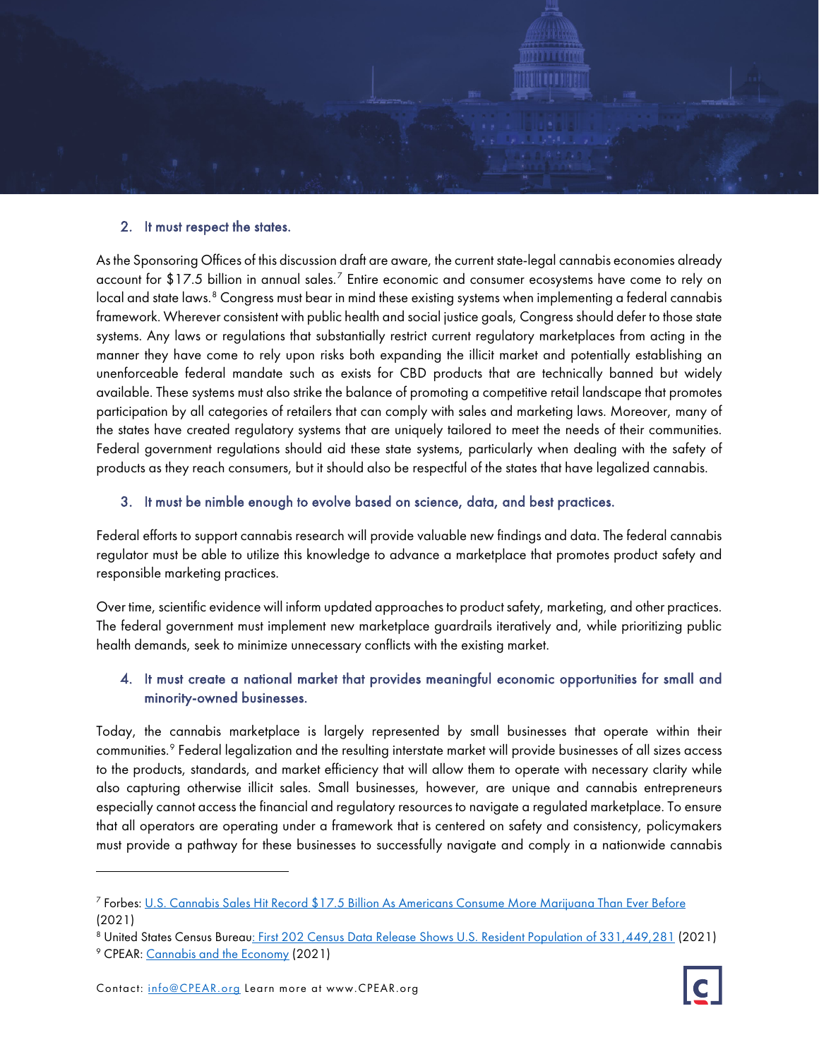2. It must respect the states.

As the Sponsoring Offices of this discussion draft are aware, the current state-legal cannabis economies already account for $17.5 billion in annual sales.[7] Entire economic and consumer ecosystems have come to rely on local and state laws.[8] Congress must bear in mind these existing systems when implementing a federal cannabis framework. Wherever consistent with public health and social justice goals, Congress should defer to those state systems. Any laws or regulations that substantially restrict current regulatory marketplaces from acting in the manner they have come to rely upon risks both expanding the illicit market and potentially establishing an unenforceable federal mandate such as exists for CBD products that are technically banned but widely available. These systems must also strike the balance of promoting a competitive retail landscape that promotes participation by all categories of retailers that can comply with sales and marketing laws. Moreover, many of the states have created regulatory systems that are uniquely tailored to meet the needs of their communities. Federal government regulations should aid these state systems, particularly when dealing with the safety of products as they reach consumers, but it should also be respectful of the states that have legalized cannabis.

3. It must be nimble enough to evolve based on science, data, and best practices.

Federal efforts to support cannabis research will provide valuable new findings and data. The federal cannabis regulator must be able to utilize this knowledge to advance a marketplace that promotes product safety and responsible marketing practices.

Over time, scientific evidence will inform updated approaches to product safety, marketing, and other practices. The federal government must implement new marketplace guardrails iteratively and, while prioritizing public health demands, seek to minimize unnecessary conflicts with the existing market.

4. It must create a national market that provides meaningful economic opportunities for small and minority-owned businesses.

Today, the cannabis marketplace is largely represented by small businesses that operate within their communities.[9] Federal legalization and the resulting interstate market will provide businesses of all sizes access to the products, standards, and market efficiency that will allow them to operate with necessary clarity while also capturing otherwise illicit sales. Small businesses, however, are unique and cannabis entrepreneurs especially cannot access the financial and regulatory resources to navigate a regulated marketplace. To ensure that all operators are operating under a framework that is centered on safety and consistency, policymakers must provide a pathway for these businesses to successfully navigate and comply in a nationwide cannabis

---

[7] Forbes: U.S. Cannabis Sales Hit Record $17.5 Billion As Americans Consume More Marijuana Than Ever Before (2021)

[8] United States Census Bureau: First 202 Census Data Release Shows U.S. Resident Population of 331,449,281 (2021)

[9] CPEAR: Cannabis and the Economy (2021)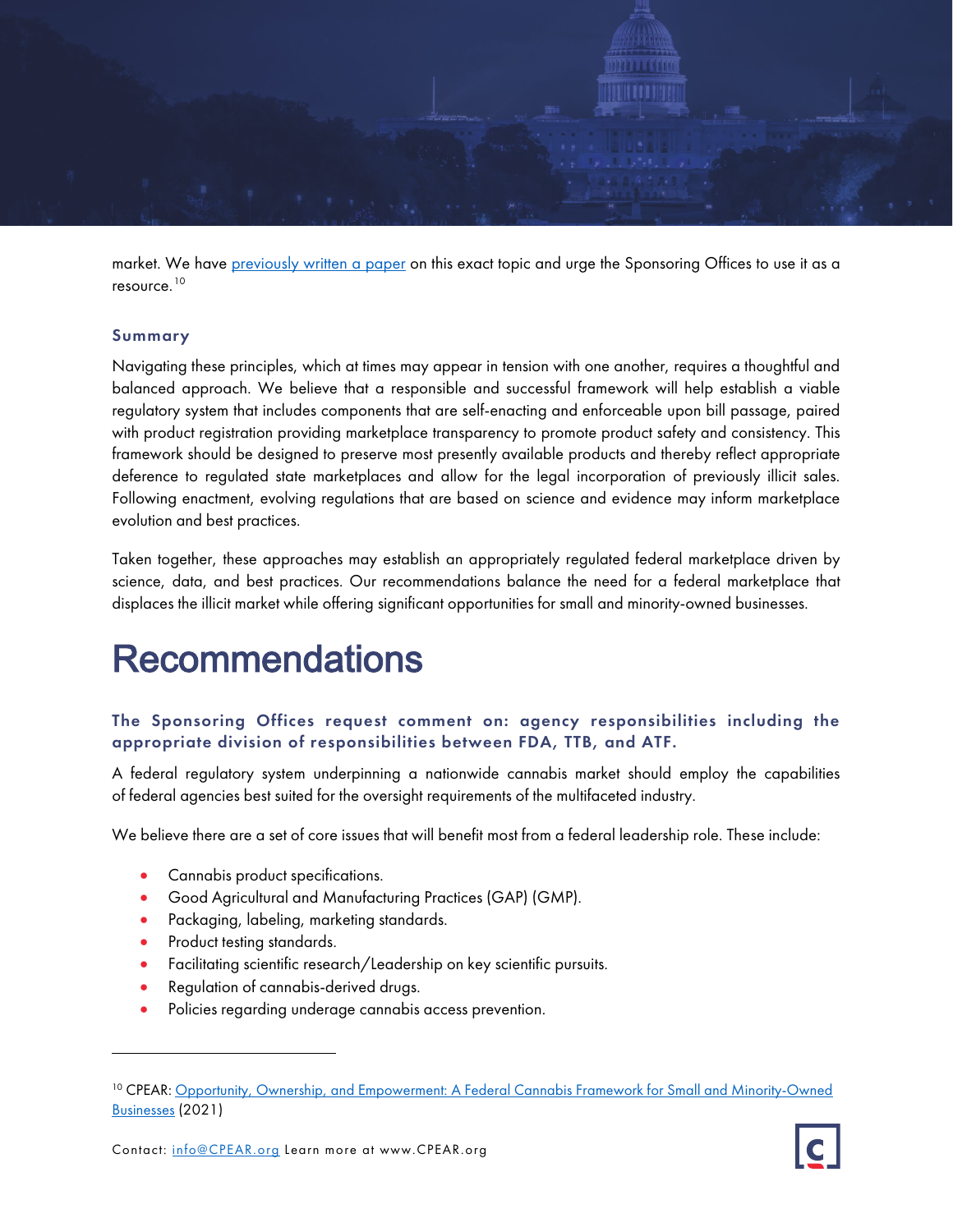market. We have [previously written a paper](#) on this exact topic and urge the Sponsoring Offices to use it as a resource.[10]

### Summary

Navigating these principles, which at times may appear in tension with one another, requires a thoughtful and balanced approach. We believe that a responsible and successful framework will help establish a viable regulatory system that includes components that are self-enacting and enforceable upon bill passage, paired with product registration providing marketplace transparency to promote product safety and consistency. This framework should be designed to preserve most presently available products and thereby reflect appropriate deference to regulated state marketplaces and allow for the legal incorporation of previously illicit sales. Following enactment, evolving regulations that are based on science and evidence may inform marketplace evolution and best practices.

Taken together, these approaches may establish an appropriately regulated federal marketplace driven by science, data, and best practices. Our recommendations balance the need for a federal marketplace that displaces the illicit market while offering significant opportunities for small and minority-owned businesses.

# Recommendations

### The Sponsoring Offices request comment on: agency responsibilities including the appropriate division of responsibilities between FDA, TTB, and ATF.

A federal regulatory system underpinning a nationwide cannabis market should employ the capabilities of federal agencies best suited for the oversight requirements of the multifaceted industry.

We believe there are a set of core issues that will benefit most from a federal leadership role. These include:

- Cannabis product specifications.
- Good Agricultural and Manufacturing Practices (GAP) (GMP).
- Packaging, labeling, marketing standards.
- Product testing standards.
- Facilitating scientific research/Leadership on key scientific pursuits.
- Regulation of cannabis-derived drugs.
- Policies regarding underage cannabis access prevention.

---

[10] CPEAR: Opportunity, Ownership, and Empowerment: A Federal Cannabis Framework for Small and Minority-Owned Businesses (2021)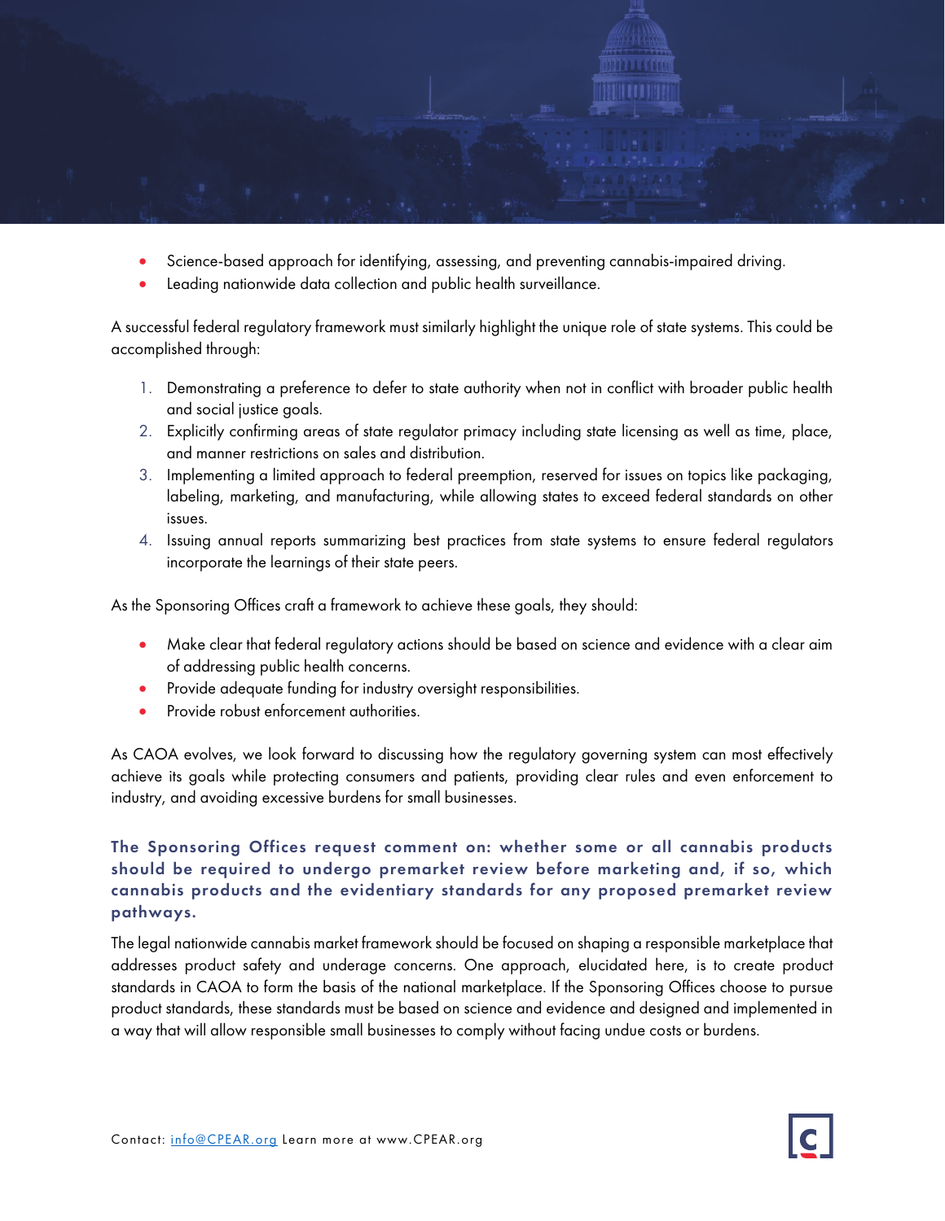- Science-based approach for identifying, assessing, and preventing cannabis-impaired driving.
- Leading nationwide data collection and public health surveillance.

A successful federal regulatory framework must similarly highlight the unique role of state systems. This could be accomplished through:

1. Demonstrating a preference to defer to state authority when not in conflict with broader public health and social justice goals.
2. Explicitly confirming areas of state regulator primacy including state licensing as well as time, place, and manner restrictions on sales and distribution.
3. Implementing a limited approach to federal preemption, reserved for issues on topics like packaging, labeling, marketing, and manufacturing, while allowing states to exceed federal standards on other issues.
4. Issuing annual reports summarizing best practices from state systems to ensure federal regulators incorporate the learnings of their state peers.

As the Sponsoring Offices craft a framework to achieve these goals, they should:

- Make clear that federal regulatory actions should be based on science and evidence with a clear aim of addressing public health concerns.
- Provide adequate funding for industry oversight responsibilities.
- Provide robust enforcement authorities.

As CAOA evolves, we look forward to discussing how the regulatory governing system can most effectively achieve its goals while protecting consumers and patients, providing clear rules and even enforcement to industry, and avoiding excessive burdens for small businesses.

### The Sponsoring Offices request comment on: whether some or all cannabis products should be required to undergo premarket review before marketing and, if so, which cannabis products and the evidentiary standards for any proposed premarket review pathways.

The legal nationwide cannabis market framework should be focused on shaping a responsible marketplace that addresses product safety and underage concerns. One approach, elucidated here, is to create product standards in CAOA to form the basis of the national marketplace. If the Sponsoring Offices choose to pursue product standards, these standards must be based on science and evidence and designed and implemented in a way that will allow responsible small businesses to comply without facing undue costs or burdens.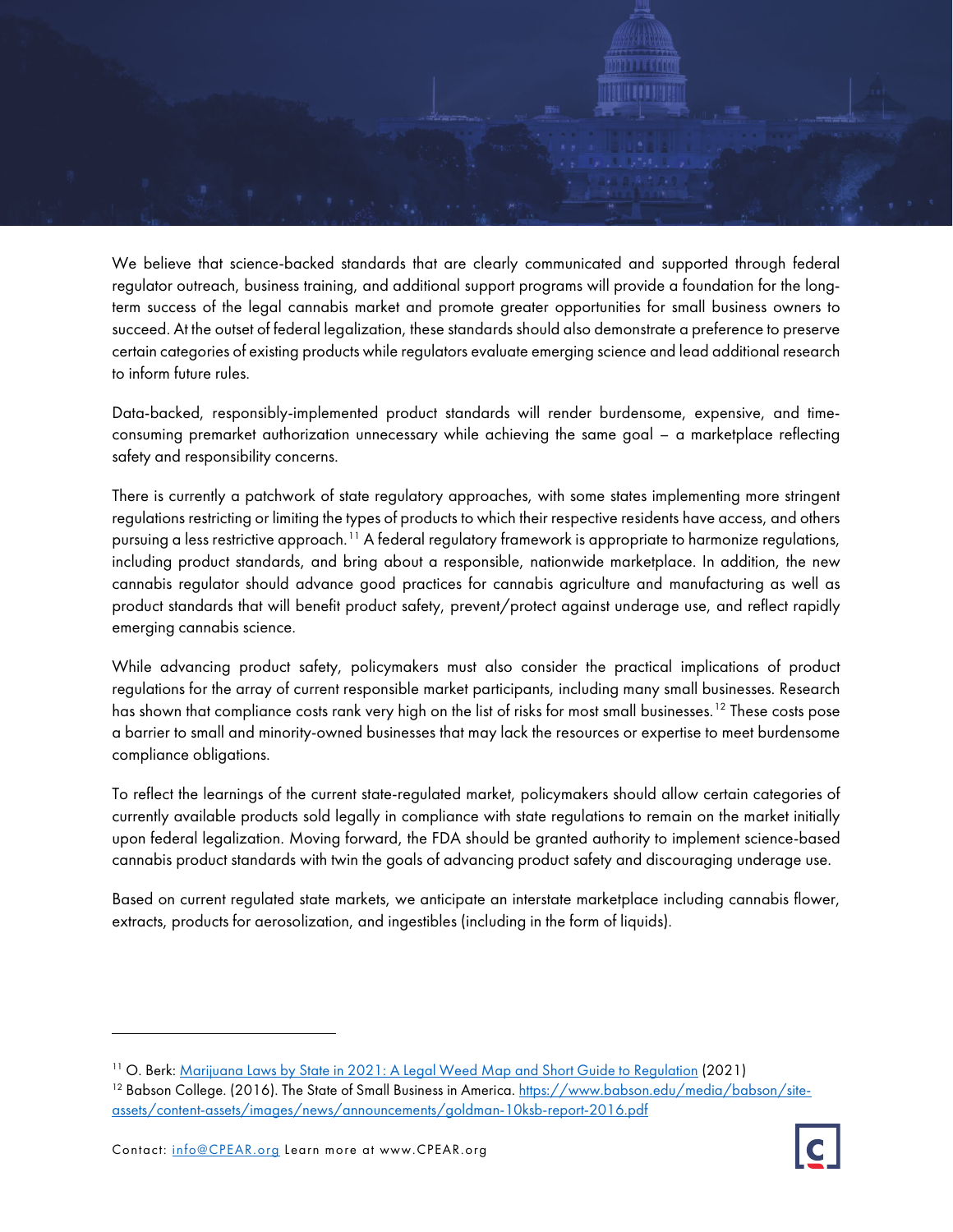We believe that science-backed standards that are clearly communicated and supported through federal regulator outreach, business training, and additional support programs will provide a foundation for the long-term success of the legal cannabis market and promote greater opportunities for small business owners to succeed. At the outset of federal legalization, these standards should also demonstrate a preference to preserve certain categories of existing products while regulators evaluate emerging science and lead additional research to inform future rules.

Data-backed, responsibly-implemented product standards will render burdensome, expensive, and time-consuming premarket authorization unnecessary while achieving the same goal – a marketplace reflecting safety and responsibility concerns.

There is currently a patchwork of state regulatory approaches, with some states implementing more stringent regulations restricting or limiting the types of products to which their respective residents have access, and others pursuing a less restrictive approach.[11] A federal regulatory framework is appropriate to harmonize regulations, including product standards, and bring about a responsible, nationwide marketplace. In addition, the new cannabis regulator should advance good practices for cannabis agriculture and manufacturing as well as product standards that will benefit product safety, prevent/protect against underage use, and reflect rapidly emerging cannabis science.

While advancing product safety, policymakers must also consider the practical implications of product regulations for the array of current responsible market participants, including many small businesses. Research has shown that compliance costs rank very high on the list of risks for most small businesses.[12] These costs pose a barrier to small and minority-owned businesses that may lack the resources or expertise to meet burdensome compliance obligations.

To reflect the learnings of the current state-regulated market, policymakers should allow certain categories of currently available products sold legally in compliance with state regulations to remain on the market initially upon federal legalization. Moving forward, the FDA should be granted authority to implement science-based cannabis product standards with twin the goals of advancing product safety and discouraging underage use.

Based on current regulated state markets, we anticipate an interstate marketplace including cannabis flower, extracts, products for aerosolization, and ingestibles (including in the form of liquids).

---

[11] O. Berk: [Marijuana Laws by State in 2021: A Legal Weed Map and Short Guide to Regulation](#) (2021)

[12] Babson College. (2016). The State of Small Business in America. https://www.babson.edu/media/babson/site-assets/content-assets/images/news/announcements/goldman-10ksb-report-2016.pdf

Contact: info@CPEAR.org Learn more at www.CPEAR.org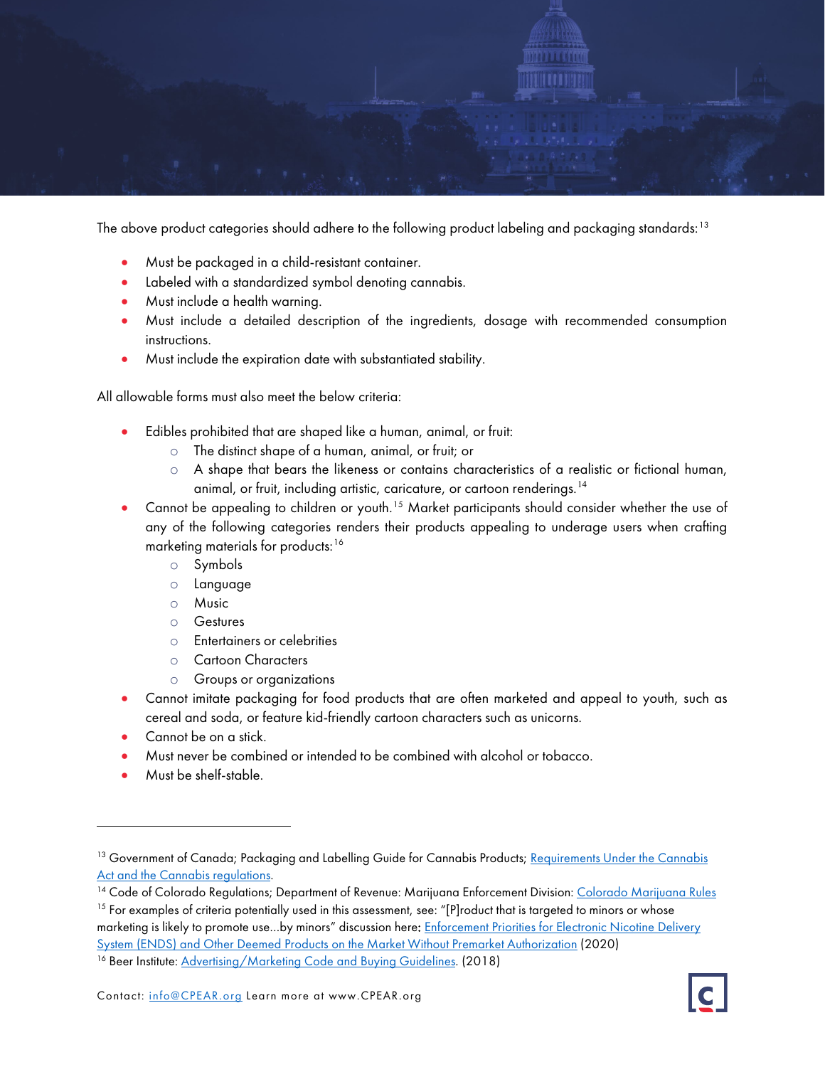The above product categories should adhere to the following product labeling and packaging standards:[13]

- Must be packaged in a child-resistant container.
- Labeled with a standardized symbol denoting cannabis.
- Must include a health warning.
- Must include a detailed description of the ingredients, dosage with recommended consumption instructions.
- Must include the expiration date with substantiated stability.

All allowable forms must also meet the below criteria:

- Edibles prohibited that are shaped like a human, animal, or fruit:
  - The distinct shape of a human, animal, or fruit; or
  - A shape that bears the likeness or contains characteristics of a realistic or fictional human, animal, or fruit, including artistic, caricature, or cartoon renderings.[14]
- Cannot be appealing to children or youth.[15] Market participants should consider whether the use of any of the following categories renders their products appealing to underage users when crafting marketing materials for products:[16]
  - Symbols
  - Language
  - Music
  - Gestures
  - Entertainers or celebrities
  - Cartoon Characters
  - Groups or organizations
- Cannot imitate packaging for food products that are often marketed and appeal to youth, such as cereal and soda, or feature kid-friendly cartoon characters such as unicorns.
- Cannot be on a stick.
- Must never be combined or intended to be combined with alcohol or tobacco.
- Must be shelf-stable.

---

[13] Government of Canada; Packaging and Labelling Guide for Cannabis Products; Requirements Under the Cannabis Act and the Cannabis regulations.

[14] Code of Colorado Regulations; Department of Revenue: Marijuana Enforcement Division: Colorado Marijuana Rules

[15] For examples of criteria potentially used in this assessment, see: "[P]roduct that is targeted to minors or whose marketing is likely to promote use...by minors" discussion here: Enforcement Priorities for Electronic Nicotine Delivery System (ENDS) and Other Deemed Products on the Market Without Premarket Authorization (2020)

[16] Beer Institute: Advertising/Marketing Code and Buying Guidelines. (2018)

Contact: info@CPEAR.org Learn more at www.CPEAR.org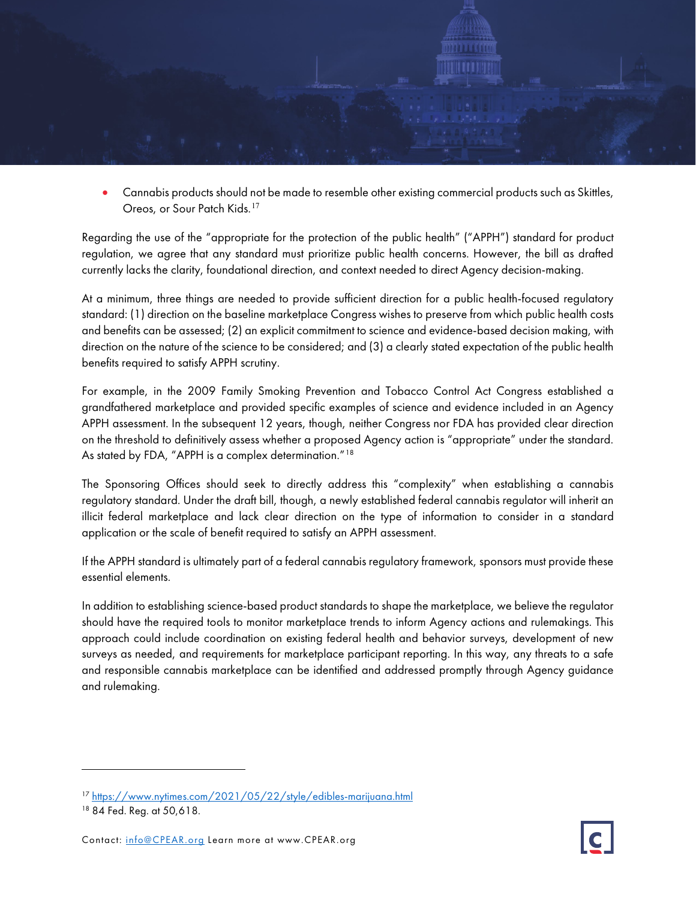- Cannabis products should not be made to resemble other existing commercial products such as Skittles, Oreos, or Sour Patch Kids.[17]

Regarding the use of the "appropriate for the protection of the public health" ("APPH") standard for product regulation, we agree that any standard must prioritize public health concerns. However, the bill as drafted currently lacks the clarity, foundational direction, and context needed to direct Agency decision-making.

At a minimum, three things are needed to provide sufficient direction for a public health-focused regulatory standard: (1) direction on the baseline marketplace Congress wishes to preserve from which public health costs and benefits can be assessed; (2) an explicit commitment to science and evidence-based decision making, with direction on the nature of the science to be considered; and (3) a clearly stated expectation of the public health benefits required to satisfy APPH scrutiny.

For example, in the 2009 Family Smoking Prevention and Tobacco Control Act Congress established a grandfathered marketplace and provided specific examples of science and evidence included in an Agency APPH assessment. In the subsequent 12 years, though, neither Congress nor FDA has provided clear direction on the threshold to definitively assess whether a proposed Agency action is "appropriate" under the standard. As stated by FDA, "APPH is a complex determination."[18]

The Sponsoring Offices should seek to directly address this "complexity" when establishing a cannabis regulatory standard. Under the draft bill, though, a newly established federal cannabis regulator will inherit an illicit federal marketplace and lack clear direction on the type of information to consider in a standard application or the scale of benefit required to satisfy an APPH assessment.

If the APPH standard is ultimately part of a federal cannabis regulatory framework, sponsors must provide these essential elements.

In addition to establishing science-based product standards to shape the marketplace, we believe the regulator should have the required tools to monitor marketplace trends to inform Agency actions and rulemakings. This approach could include coordination on existing federal health and behavior surveys, development of new surveys as needed, and requirements for marketplace participant reporting. In this way, any threats to a safe and responsible cannabis marketplace can be identified and addressed promptly through Agency guidance and rulemaking.

---

[17] https://www.nytimes.com/2021/05/22/style/edibles-marijuana.html

[18] 84 Fed. Reg. at 50,618.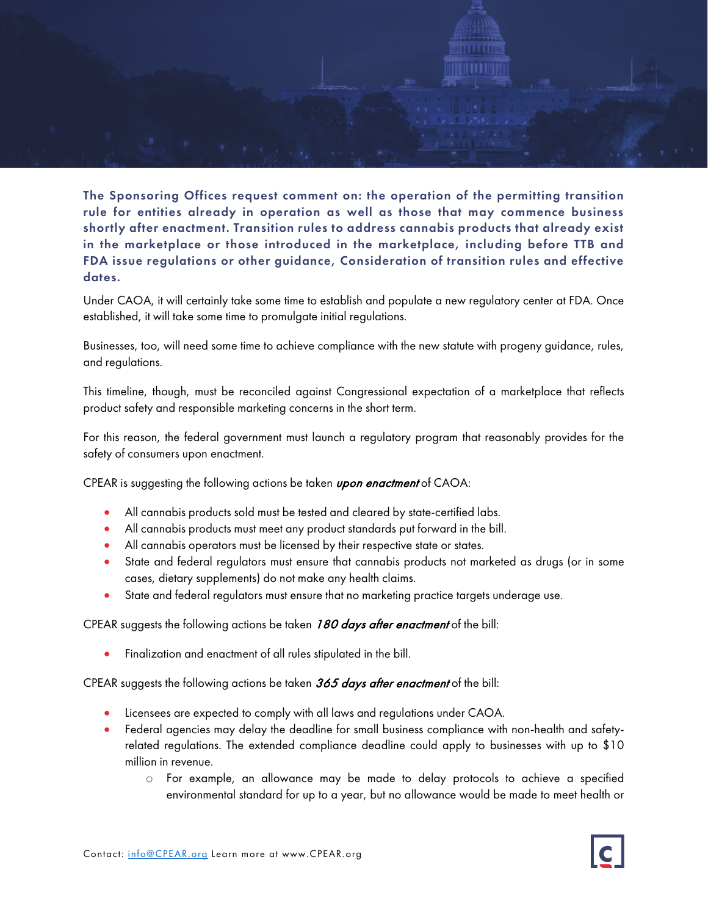**The Sponsoring Offices request comment on: the operation of the permitting transition rule for entities already in operation as well as those that may commence business shortly after enactment. Transition rules to address cannabis products that already exist in the marketplace or those introduced in the marketplace, including before TTB and FDA issue regulations or other guidance, Consideration of transition rules and effective dates.**

Under CAOA, it will certainly take some time to establish and populate a new regulatory center at FDA. Once established, it will take some time to promulgate initial regulations.

Businesses, too, will need some time to achieve compliance with the new statute with progeny guidance, rules, and regulations.

This timeline, though, must be reconciled against Congressional expectation of a marketplace that reflects product safety and responsible marketing concerns in the short term.

For this reason, the federal government must launch a regulatory program that reasonably provides for the safety of consumers upon enactment.

CPEAR is suggesting the following actions be taken ***upon enactment*** of CAOA:

- All cannabis products sold must be tested and cleared by state-certified labs.
- All cannabis products must meet any product standards put forward in the bill.
- All cannabis operators must be licensed by their respective state or states.
- State and federal regulators must ensure that cannabis products not marketed as drugs (or in some cases, dietary supplements) do not make any health claims.
- State and federal regulators must ensure that no marketing practice targets underage use.

CPEAR suggests the following actions be taken *180 days after enactment* of the bill:

- Finalization and enactment of all rules stipulated in the bill.

CPEAR suggests the following actions be taken *365 days after enactment* of the bill:

- Licensees are expected to comply with all laws and regulations under CAOA.
- Federal agencies may delay the deadline for small business compliance with non-health and safety-related regulations. The extended compliance deadline could apply to businesses with up to $10 million in revenue.
  - For example, an allowance may be made to delay protocols to achieve a specified environmental standard for up to a year, but no allowance would be made to meet health or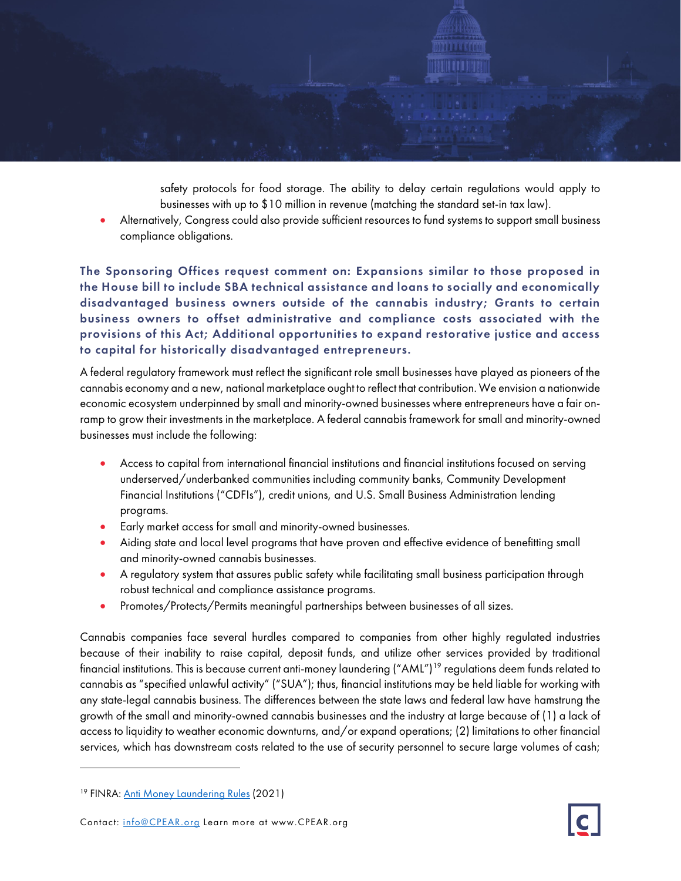safety protocols for food storage. The ability to delay certain regulations would apply to businesses with up to $10 million in revenue (matching the standard set-in tax law).

- Alternatively, Congress could also provide sufficient resources to fund systems to support small business compliance obligations.

**The Sponsoring Offices request comment on: Expansions similar to those proposed in the House bill to include SBA technical assistance and loans to socially and economically disadvantaged business owners outside of the cannabis industry; Grants to certain business owners to offset administrative and compliance costs associated with the provisions of this Act; Additional opportunities to expand restorative justice and access to capital for historically disadvantaged entrepreneurs.**

A federal regulatory framework must reflect the significant role small businesses have played as pioneers of the cannabis economy and a new, national marketplace ought to reflect that contribution. We envision a nationwide economic ecosystem underpinned by small and minority-owned businesses where entrepreneurs have a fair on-ramp to grow their investments in the marketplace. A federal cannabis framework for small and minority-owned businesses must include the following:

- Access to capital from international financial institutions and financial institutions focused on serving underserved/underbanked communities including community banks, Community Development Financial Institutions ("CDFIs"), credit unions, and U.S. Small Business Administration lending programs.
- Early market access for small and minority-owned businesses.
- Aiding state and local level programs that have proven and effective evidence of benefitting small and minority-owned cannabis businesses.
- A regulatory system that assures public safety while facilitating small business participation through robust technical and compliance assistance programs.
- Promotes/Protects/Permits meaningful partnerships between businesses of all sizes.

Cannabis companies face several hurdles compared to companies from other highly regulated industries because of their inability to raise capital, deposit funds, and utilize other services provided by traditional financial institutions. This is because current anti-money laundering ("AML")[19] regulations deem funds related to cannabis as "specified unlawful activity" ("SUA"); thus, financial institutions may be held liable for working with any state-legal cannabis business. The differences between the state laws and federal law have hamstrung the growth of the small and minority-owned cannabis businesses and the industry at large because of (1) a lack of access to liquidity to weather economic downturns, and/or expand operations; (2) limitations to other financial services, which has downstream costs related to the use of security personnel to secure large volumes of cash;

[19] FINRA: Anti Money Laundering Rules (2021)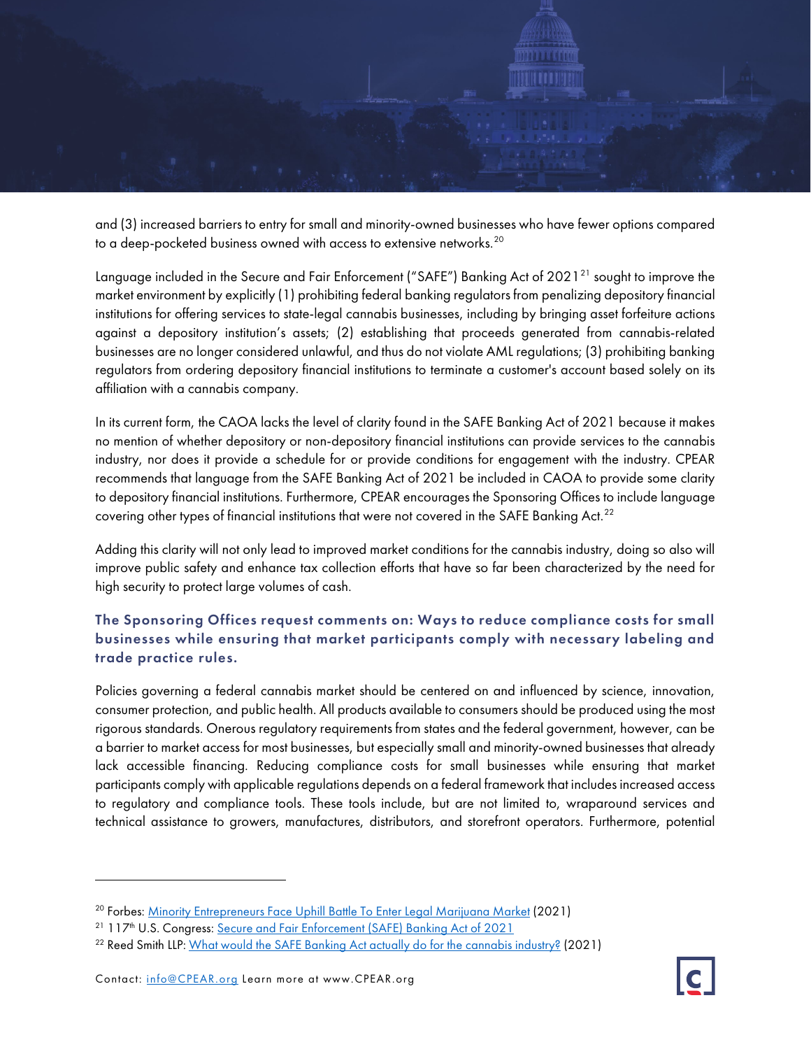and (3) increased barriers to entry for small and minority-owned businesses who have fewer options compared to a deep-pocketed business owned with access to extensive networks.[20]

Language included in the Secure and Fair Enforcement ("SAFE") Banking Act of 2021[21] sought to improve the market environment by explicitly (1) prohibiting federal banking regulators from penalizing depository financial institutions for offering services to state-legal cannabis businesses, including by bringing asset forfeiture actions against a depository institution's assets; (2) establishing that proceeds generated from cannabis-related businesses are no longer considered unlawful, and thus do not violate AML regulations; (3) prohibiting banking regulators from ordering depository financial institutions to terminate a customer's account based solely on its affiliation with a cannabis company.

In its current form, the CAOA lacks the level of clarity found in the SAFE Banking Act of 2021 because it makes no mention of whether depository or non-depository financial institutions can provide services to the cannabis industry, nor does it provide a schedule for or provide conditions for engagement with the industry. CPEAR recommends that language from the SAFE Banking Act of 2021 be included in CAOA to provide some clarity to depository financial institutions. Furthermore, CPEAR encourages the Sponsoring Offices to include language covering other types of financial institutions that were not covered in the SAFE Banking Act.[22]

Adding this clarity will not only lead to improved market conditions for the cannabis industry, doing so also will improve public safety and enhance tax collection efforts that have so far been characterized by the need for high security to protect large volumes of cash.

### The Sponsoring Offices request comments on: Ways to reduce compliance costs for small businesses while ensuring that market participants comply with necessary labeling and trade practice rules.

Policies governing a federal cannabis market should be centered on and influenced by science, innovation, consumer protection, and public health. All products available to consumers should be produced using the most rigorous standards. Onerous regulatory requirements from states and the federal government, however, can be a barrier to market access for most businesses, but especially small and minority-owned businesses that already lack accessible financing. Reducing compliance costs for small businesses while ensuring that market participants comply with applicable regulations depends on a federal framework that includes increased access to regulatory and compliance tools. These tools include, but are not limited to, wraparound services and technical assistance to growers, manufactures, distributors, and storefront operators. Furthermore, potential

---

[20] Forbes: Minority Entrepreneurs Face Uphill Battle To Enter Legal Marijuana Market (2021)

[21] 117th U.S. Congress: Secure and Fair Enforcement (SAFE) Banking Act of 2021

[22] Reed Smith LLP: What would the SAFE Banking Act actually do for the cannabis industry? (2021)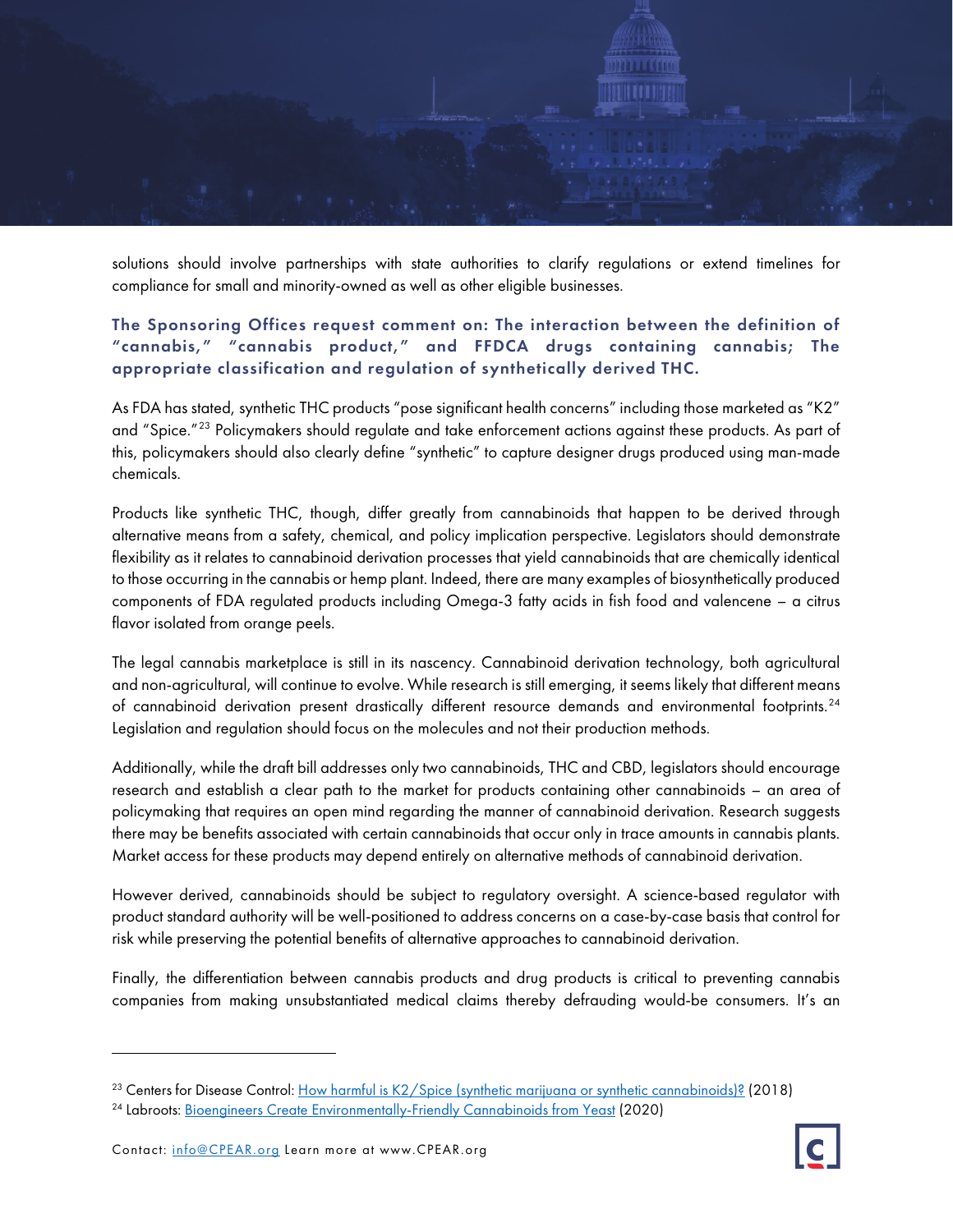solutions should involve partnerships with state authorities to clarify regulations or extend timelines for compliance for small and minority-owned as well as other eligible businesses.

### The Sponsoring Offices request comment on: The interaction between the definition of "cannabis," "cannabis product," and FFDCA drugs containing cannabis; The appropriate classification and regulation of synthetically derived THC.

As FDA has stated, synthetic THC products "pose significant health concerns" including those marketed as "K2" and "Spice."[23] Policymakers should regulate and take enforcement actions against these products. As part of this, policymakers should also clearly define "synthetic" to capture designer drugs produced using man-made chemicals.

Products like synthetic THC, though, differ greatly from cannabinoids that happen to be derived through alternative means from a safety, chemical, and policy implication perspective. Legislators should demonstrate flexibility as it relates to cannabinoid derivation processes that yield cannabinoids that are chemically identical to those occurring in the cannabis or hemp plant. Indeed, there are many examples of biosynthetically produced components of FDA regulated products including Omega-3 fatty acids in fish food and valencene – a citrus flavor isolated from orange peels.

The legal cannabis marketplace is still in its nascency. Cannabinoid derivation technology, both agricultural and non-agricultural, will continue to evolve. While research is still emerging, it seems likely that different means of cannabinoid derivation present drastically different resource demands and environmental footprints.[24] Legislation and regulation should focus on the molecules and not their production methods.

Additionally, while the draft bill addresses only two cannabinoids, THC and CBD, legislators should encourage research and establish a clear path to the market for products containing other cannabinoids – an area of policymaking that requires an open mind regarding the manner of cannabinoid derivation. Research suggests there may be benefits associated with certain cannabinoids that occur only in trace amounts in cannabis plants. Market access for these products may depend entirely on alternative methods of cannabinoid derivation.

However derived, cannabinoids should be subject to regulatory oversight. A science-based regulator with product standard authority will be well-positioned to address concerns on a case-by-case basis that control for risk while preserving the potential benefits of alternative approaches to cannabinoid derivation.

Finally, the differentiation between cannabis products and drug products is critical to preventing cannabis companies from making unsubstantiated medical claims thereby defrauding would-be consumers. It's an

---

[23] Centers for Disease Control: How harmful is K2/Spice (synthetic marijuana or synthetic cannabinoids)? (2018)

[24] Labroots: Bioengineers Create Environmentally-Friendly Cannabinoids from Yeast (2020)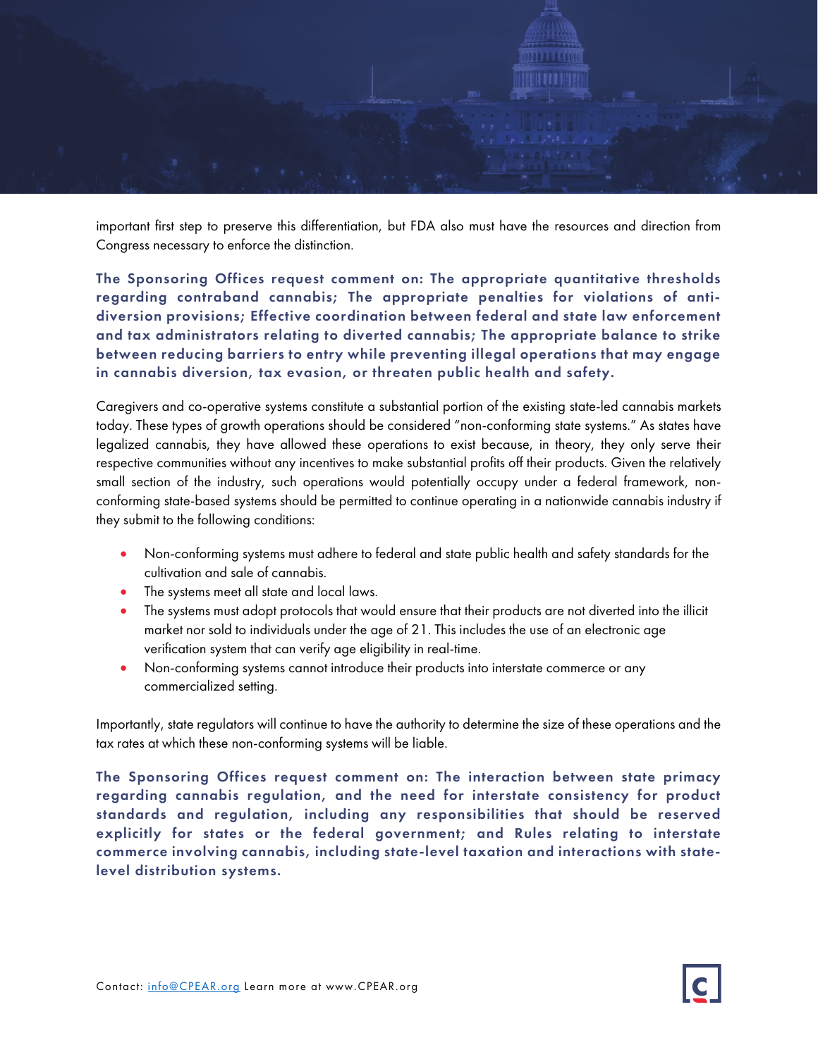important first step to preserve this differentiation, but FDA also must have the resources and direction from Congress necessary to enforce the distinction.

**The Sponsoring Offices request comment on: The appropriate quantitative thresholds regarding contraband cannabis; The appropriate penalties for violations of anti-diversion provisions; Effective coordination between federal and state law enforcement and tax administrators relating to diverted cannabis; The appropriate balance to strike between reducing barriers to entry while preventing illegal operations that may engage in cannabis diversion, tax evasion, or threaten public health and safety.**

Caregivers and co-operative systems constitute a substantial portion of the existing state-led cannabis markets today. These types of growth operations should be considered "non-conforming state systems." As states have legalized cannabis, they have allowed these operations to exist because, in theory, they only serve their respective communities without any incentives to make substantial profits off their products. Given the relatively small section of the industry, such operations would potentially occupy under a federal framework, non-conforming state-based systems should be permitted to continue operating in a nationwide cannabis industry if they submit to the following conditions:

- Non-conforming systems must adhere to federal and state public health and safety standards for the cultivation and sale of cannabis.
- The systems meet all state and local laws.
- The systems must adopt protocols that would ensure that their products are not diverted into the illicit market nor sold to individuals under the age of 21. This includes the use of an electronic age verification system that can verify age eligibility in real-time.
- Non-conforming systems cannot introduce their products into interstate commerce or any commercialized setting.

Importantly, state regulators will continue to have the authority to determine the size of these operations and the tax rates at which these non-conforming systems will be liable.

**The Sponsoring Offices request comment on: The interaction between state primacy regarding cannabis regulation, and the need for interstate consistency for product standards and regulation, including any responsibilities that should be reserved explicitly for states or the federal government; and Rules relating to interstate commerce involving cannabis, including state-level taxation and interactions with state-level distribution systems.**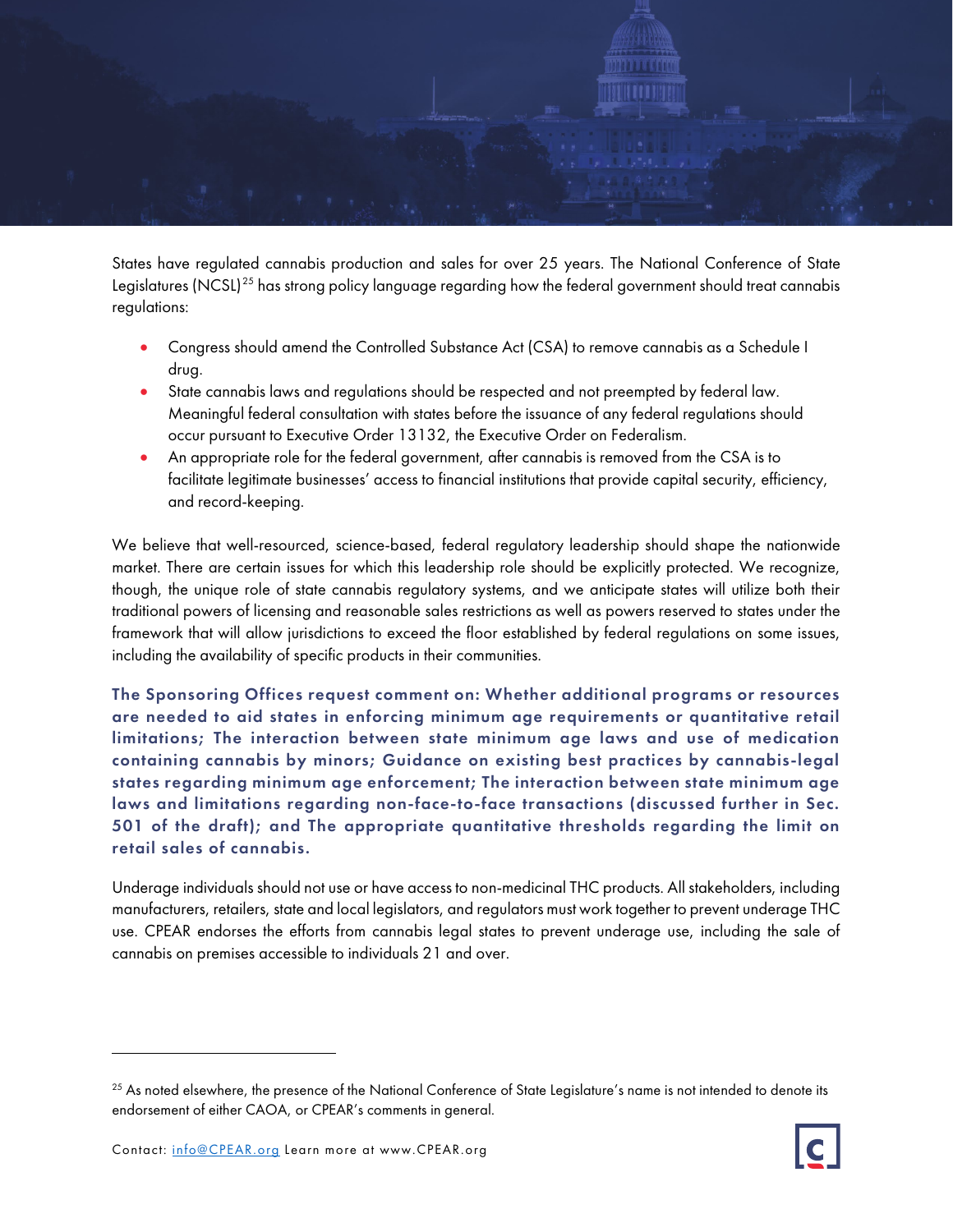States have regulated cannabis production and sales for over 25 years. The National Conference of State Legislatures (NCSL)[25] has strong policy language regarding how the federal government should treat cannabis regulations:

- Congress should amend the Controlled Substance Act (CSA) to remove cannabis as a Schedule I drug.
- State cannabis laws and regulations should be respected and not preempted by federal law. Meaningful federal consultation with states before the issuance of any federal regulations should occur pursuant to Executive Order 13132, the Executive Order on Federalism.
- An appropriate role for the federal government, after cannabis is removed from the CSA is to facilitate legitimate businesses' access to financial institutions that provide capital security, efficiency, and record-keeping.

We believe that well-resourced, science-based, federal regulatory leadership should shape the nationwide market. There are certain issues for which this leadership role should be explicitly protected. We recognize, though, the unique role of state cannabis regulatory systems, and we anticipate states will utilize both their traditional powers of licensing and reasonable sales restrictions as well as powers reserved to states under the framework that will allow jurisdictions to exceed the floor established by federal regulations on some issues, including the availability of specific products in their communities.

**The Sponsoring Offices request comment on: Whether additional programs or resources are needed to aid states in enforcing minimum age requirements or quantitative retail limitations; The interaction between state minimum age laws and use of medication containing cannabis by minors; Guidance on existing best practices by cannabis-legal states regarding minimum age enforcement; The interaction between state minimum age laws and limitations regarding non-face-to-face transactions (discussed further in Sec. 501 of the draft); and The appropriate quantitative thresholds regarding the limit on retail sales of cannabis.**

Underage individuals should not use or have access to non-medicinal THC products. All stakeholders, including manufacturers, retailers, state and local legislators, and regulators must work together to prevent underage THC use. CPEAR endorses the efforts from cannabis legal states to prevent underage use, including the sale of cannabis on premises accessible to individuals 21 and over.

[25] As noted elsewhere, the presence of the National Conference of State Legislature's name is not intended to denote its endorsement of either CAOA, or CPEAR's comments in general.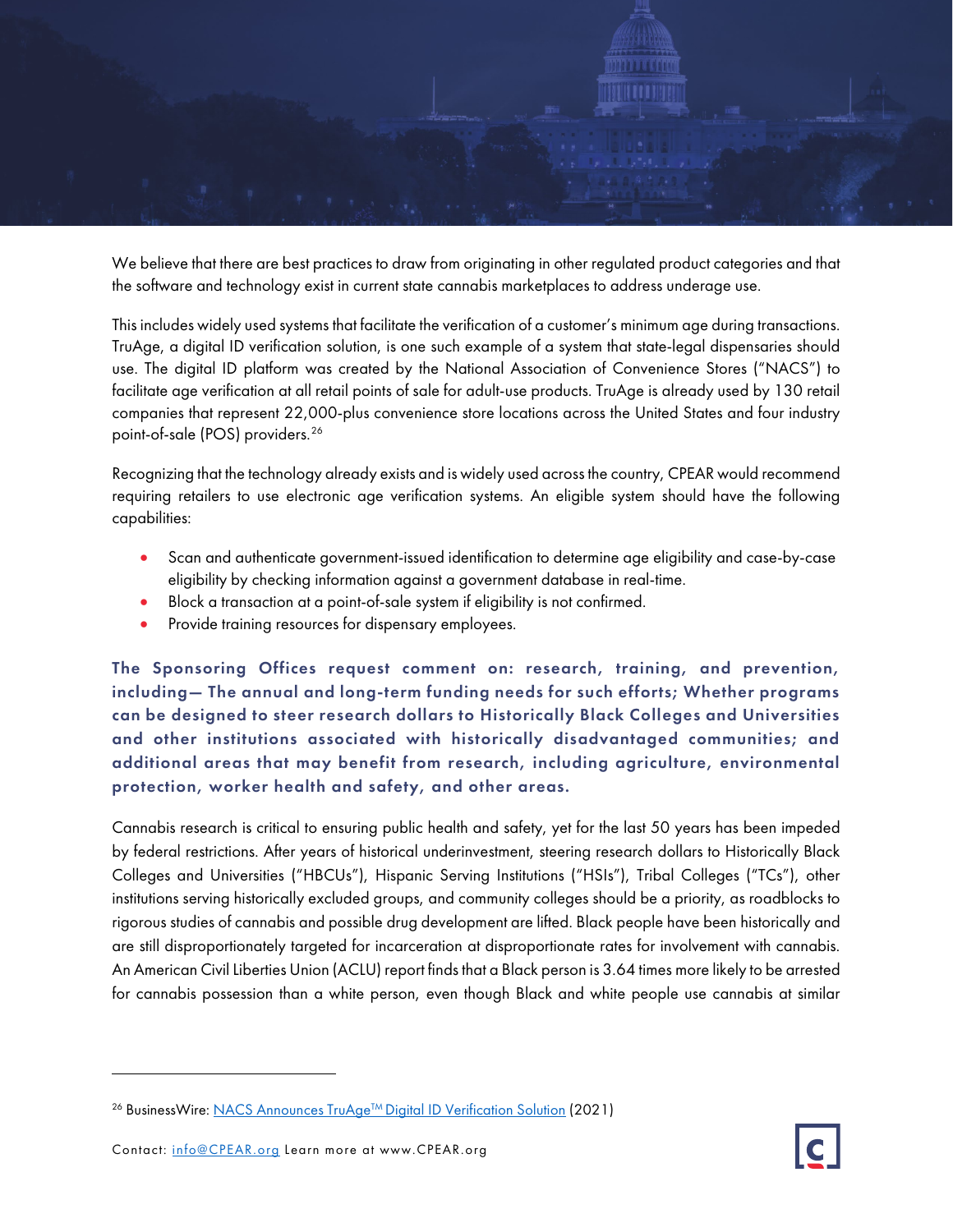We believe that there are best practices to draw from originating in other regulated product categories and that the software and technology exist in current state cannabis marketplaces to address underage use.

This includes widely used systems that facilitate the verification of a customer's minimum age during transactions. TruAge, a digital ID verification solution, is one such example of a system that state-legal dispensaries should use. The digital ID platform was created by the National Association of Convenience Stores ("NACS") to facilitate age verification at all retail points of sale for adult-use products. TruAge is already used by 130 retail companies that represent 22,000-plus convenience store locations across the United States and four industry point-of-sale (POS) providers.[26]

Recognizing that the technology already exists and is widely used across the country, CPEAR would recommend requiring retailers to use electronic age verification systems. An eligible system should have the following capabilities:

- Scan and authenticate government-issued identification to determine age eligibility and case-by-case eligibility by checking information against a government database in real-time.
- Block a transaction at a point-of-sale system if eligibility is not confirmed.
- Provide training resources for dispensary employees.

**The Sponsoring Offices request comment on: research, training, and prevention, including— The annual and long-term funding needs for such efforts; Whether programs can be designed to steer research dollars to Historically Black Colleges and Universities and other institutions associated with historically disadvantaged communities; and additional areas that may benefit from research, including agriculture, environmental protection, worker health and safety, and other areas.**

Cannabis research is critical to ensuring public health and safety, yet for the last 50 years has been impeded by federal restrictions. After years of historical underinvestment, steering research dollars to Historically Black Colleges and Universities ("HBCUs"), Hispanic Serving Institutions ("HSIs"), Tribal Colleges ("TCs"), other institutions serving historically excluded groups, and community colleges should be a priority, as roadblocks to rigorous studies of cannabis and possible drug development are lifted. Black people have been historically and are still disproportionately targeted for incarceration at disproportionate rates for involvement with cannabis. An American Civil Liberties Union (ACLU) report finds that a Black person is 3.64 times more likely to be arrested for cannabis possession than a white person, even though Black and white people use cannabis at similar

[26] BusinessWire: NACS Announces TruAge™ Digital ID Verification Solution (2021)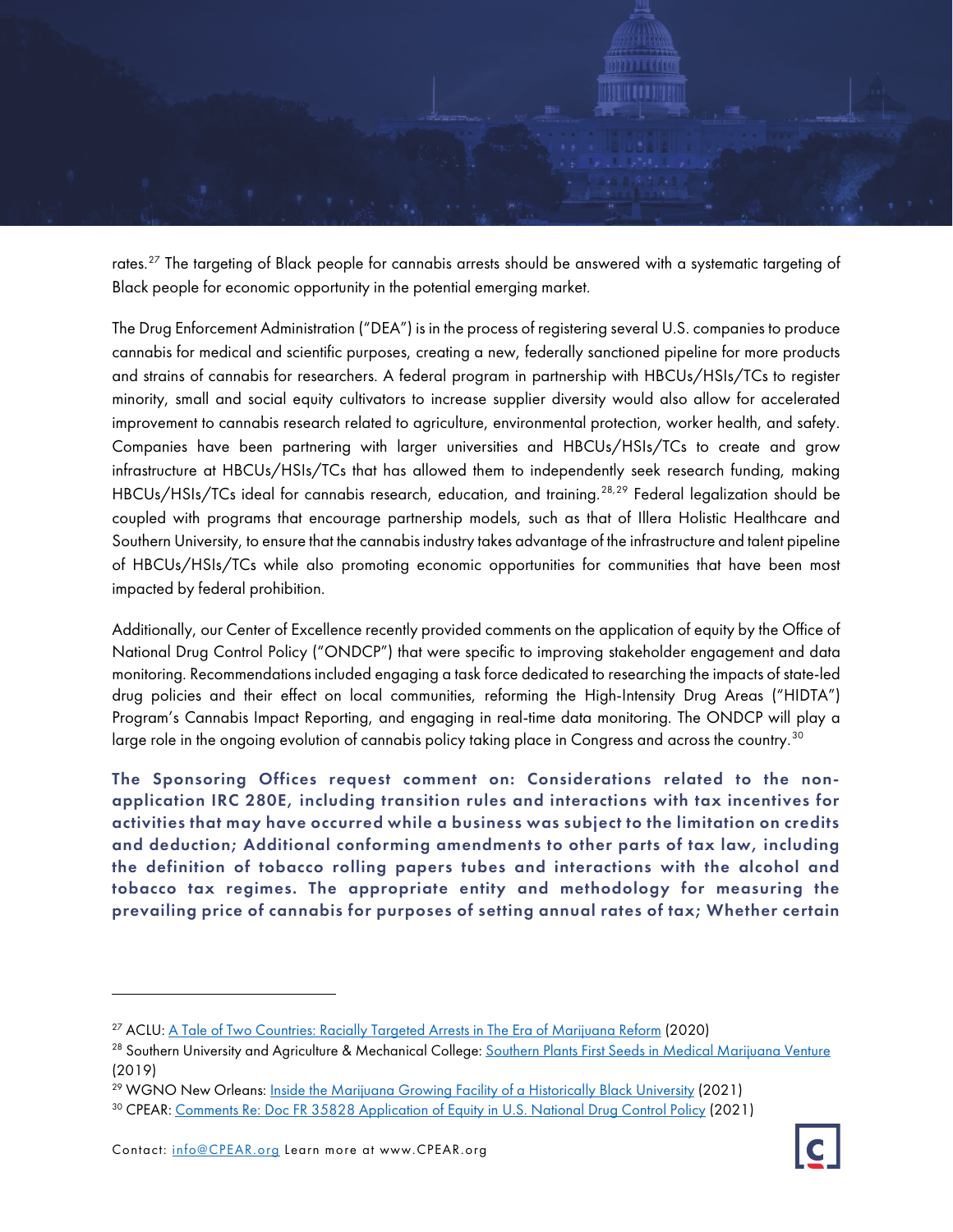rates.[27] The targeting of Black people for cannabis arrests should be answered with a systematic targeting of Black people for economic opportunity in the potential emerging market.

The Drug Enforcement Administration ("DEA") is in the process of registering several U.S. companies to produce cannabis for medical and scientific purposes, creating a new, federally sanctioned pipeline for more products and strains of cannabis for researchers. A federal program in partnership with HBCUs/HSIs/TCs to register minority, small and social equity cultivators to increase supplier diversity would also allow for accelerated improvement to cannabis research related to agriculture, environmental protection, worker health, and safety. Companies have been partnering with larger universities and HBCUs/HSIs/TCs to create and grow infrastructure at HBCUs/HSIs/TCs that has allowed them to independently seek research funding, making HBCUs/HSIs/TCs ideal for cannabis research, education, and training.[28,29] Federal legalization should be coupled with programs that encourage partnership models, such as that of Illera Holistic Healthcare and Southern University, to ensure that the cannabis industry takes advantage of the infrastructure and talent pipeline of HBCUs/HSIs/TCs while also promoting economic opportunities for communities that have been most impacted by federal prohibition.

Additionally, our Center of Excellence recently provided comments on the application of equity by the Office of National Drug Control Policy ("ONDCP") that were specific to improving stakeholder engagement and data monitoring. Recommendations included engaging a task force dedicated to researching the impacts of state-led drug policies and their effect on local communities, reforming the High-Intensity Drug Areas ("HIDTA") Program's Cannabis Impact Reporting, and engaging in real-time data monitoring. The ONDCP will play a large role in the ongoing evolution of cannabis policy taking place in Congress and across the country.[30]

**The Sponsoring Offices request comment on: Considerations related to the non-application IRC 280E, including transition rules and interactions with tax incentives for activities that may have occurred while a business was subject to the limitation on credits and deduction; Additional conforming amendments to other parts of tax law, including the definition of tobacco rolling papers tubes and interactions with the alcohol and tobacco tax regimes. The appropriate entity and methodology for measuring the prevailing price of cannabis for purposes of setting annual rates of tax; Whether certain**

---

[27] ACLU: [A Tale of Two Countries: Racially Targeted Arrests in The Era of Marijuana Reform](#) (2020)

[28] Southern University and Agriculture & Mechanical College: [Southern Plants First Seeds in Medical Marijuana Venture](#) (2019)

[29] WGNO New Orleans: [Inside the Marijuana Growing Facility of a Historically Black University](#) (2021)

[30] CPEAR: [Comments Re: Doc FR 35828 Application of Equity in U.S. National Drug Control Policy](#) (2021)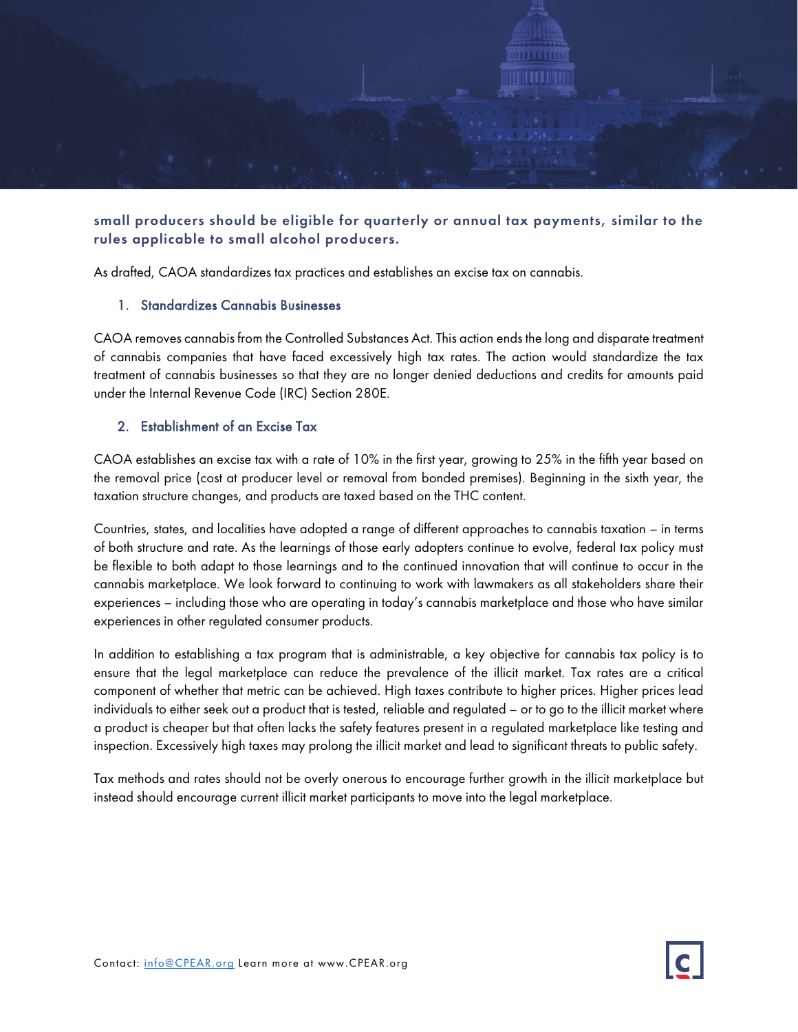**small producers should be eligible for quarterly or annual tax payments, similar to the rules applicable to small alcohol producers.**

As drafted, CAOA standardizes tax practices and establishes an excise tax on cannabis.

### 1. Standardizes Cannabis Businesses

CAOA removes cannabis from the Controlled Substances Act. This action ends the long and disparate treatment of cannabis companies that have faced excessively high tax rates. The action would standardize the tax treatment of cannabis businesses so that they are no longer denied deductions and credits for amounts paid under the Internal Revenue Code (IRC) Section 280E.

### 2. Establishment of an Excise Tax

CAOA establishes an excise tax with a rate of 10% in the first year, growing to 25% in the fifth year based on the removal price (cost at producer level or removal from bonded premises). Beginning in the sixth year, the taxation structure changes, and products are taxed based on the THC content.

Countries, states, and localities have adopted a range of different approaches to cannabis taxation – in terms of both structure and rate. As the learnings of those early adopters continue to evolve, federal tax policy must be flexible to both adapt to those learnings and to the continued innovation that will continue to occur in the cannabis marketplace. We look forward to continuing to work with lawmakers as all stakeholders share their experiences – including those who are operating in today's cannabis marketplace and those who have similar experiences in other regulated consumer products.

In addition to establishing a tax program that is administrable, a key objective for cannabis tax policy is to ensure that the legal marketplace can reduce the prevalence of the illicit market. Tax rates are a critical component of whether that metric can be achieved. High taxes contribute to higher prices. Higher prices lead individuals to either seek out a product that is tested, reliable and regulated – or to go to the illicit market where a product is cheaper but that often lacks the safety features present in a regulated marketplace like testing and inspection. Excessively high taxes may prolong the illicit market and lead to significant threats to public safety.

Tax methods and rates should not be overly onerous to encourage further growth in the illicit marketplace but instead should encourage current illicit market participants to move into the legal marketplace.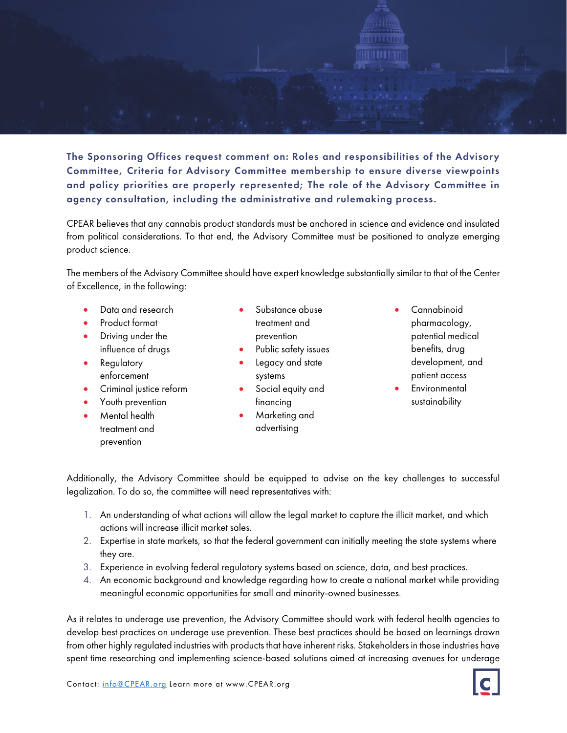**The Sponsoring Offices request comment on: Roles and responsibilities of the Advisory Committee, Criteria for Advisory Committee membership to ensure diverse viewpoints and policy priorities are properly represented; The role of the Advisory Committee in agency consultation, including the administrative and rulemaking process.**

CPEAR believes that any cannabis product standards must be anchored in science and evidence and insulated from political considerations. To that end, the Advisory Committee must be positioned to analyze emerging product science.

The members of the Advisory Committee should have expert knowledge substantially similar to that of the Center of Excellence, in the following:

- Data and research
- Product format
- Driving under the influence of drugs
- Regulatory enforcement
- Criminal justice reform
- Youth prevention
- Mental health treatment and prevention
- Substance abuse treatment and prevention
- Public safety issues
- Legacy and state systems
- Social equity and financing
- Marketing and advertising
- Cannabinoid pharmacology, potential medical benefits, drug development, and patient access
- Environmental sustainability

Additionally, the Advisory Committee should be equipped to advise on the key challenges to successful legalization. To do so, the committee will need representatives with:

1. An understanding of what actions will allow the legal market to capture the illicit market, and which actions will increase illicit market sales.
2. Expertise in state markets, so that the federal government can initially meeting the state systems where they are.
3. Experience in evolving federal regulatory systems based on science, data, and best practices.
4. An economic background and knowledge regarding how to create a national market while providing meaningful economic opportunities for small and minority-owned businesses.

As it relates to underage use prevention, the Advisory Committee should work with federal health agencies to develop best practices on underage use prevention. These best practices should be based on learnings drawn from other highly regulated industries with products that have inherent risks. Stakeholders in those industries have spent time researching and implementing science-based solutions aimed at increasing avenues for underage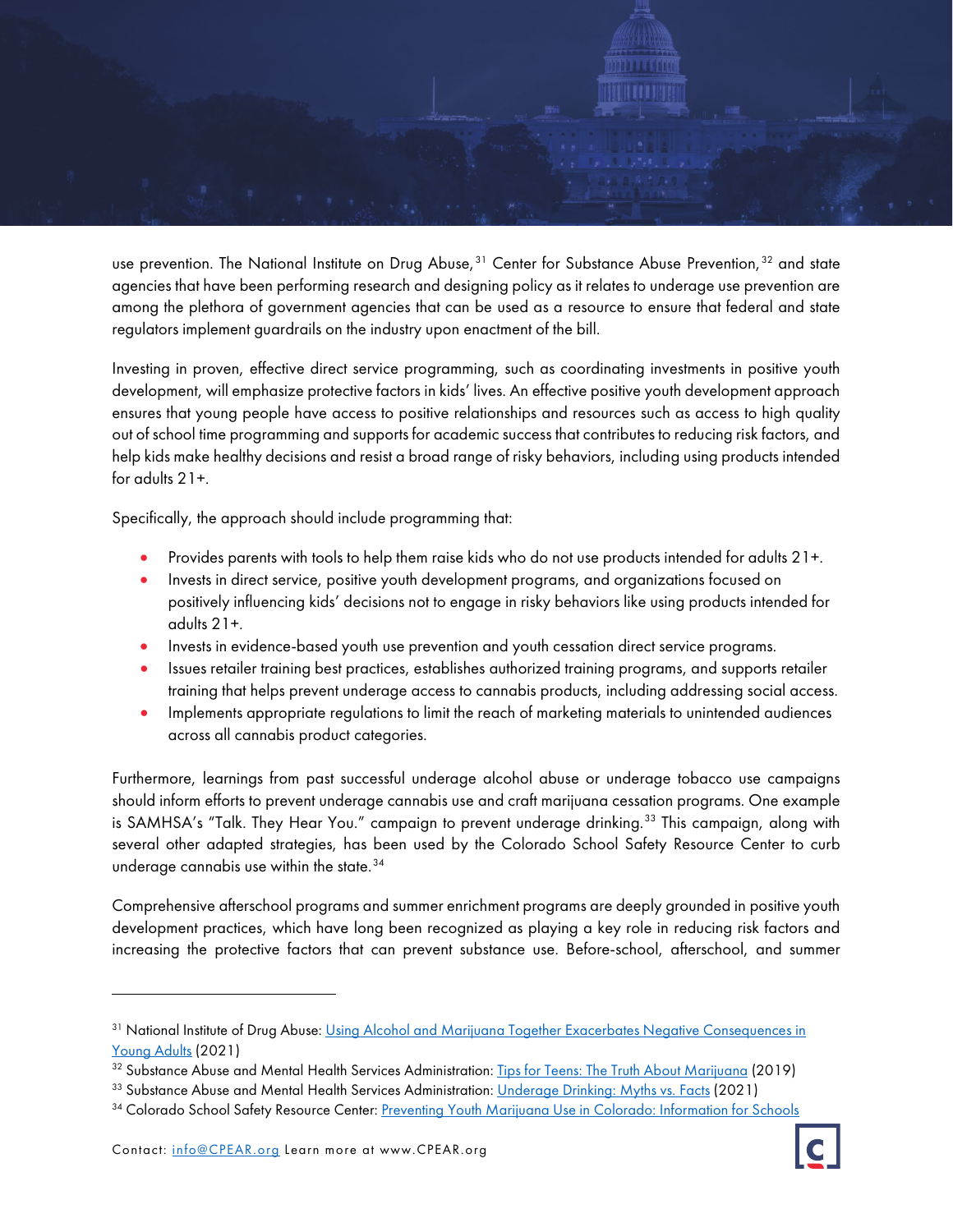use prevention. The National Institute on Drug Abuse,[31] Center for Substance Abuse Prevention,[32] and state agencies that have been performing research and designing policy as it relates to underage use prevention are among the plethora of government agencies that can be used as a resource to ensure that federal and state regulators implement guardrails on the industry upon enactment of the bill.

Investing in proven, effective direct service programming, such as coordinating investments in positive youth development, will emphasize protective factors in kids' lives. An effective positive youth development approach ensures that young people have access to positive relationships and resources such as access to high quality out of school time programming and supports for academic success that contributes to reducing risk factors, and help kids make healthy decisions and resist a broad range of risky behaviors, including using products intended for adults 21+.

Specifically, the approach should include programming that:

- Provides parents with tools to help them raise kids who do not use products intended for adults 21+.
- Invests in direct service, positive youth development programs, and organizations focused on positively influencing kids' decisions not to engage in risky behaviors like using products intended for adults 21+.
- Invests in evidence-based youth use prevention and youth cessation direct service programs.
- Issues retailer training best practices, establishes authorized training programs, and supports retailer training that helps prevent underage access to cannabis products, including addressing social access.
- Implements appropriate regulations to limit the reach of marketing materials to unintended audiences across all cannabis product categories.

Furthermore, learnings from past successful underage alcohol abuse or underage tobacco use campaigns should inform efforts to prevent underage cannabis use and craft marijuana cessation programs. One example is SAMHSA's "Talk. They Hear You." campaign to prevent underage drinking.[33] This campaign, along with several other adapted strategies, has been used by the Colorado School Safety Resource Center to curb underage cannabis use within the state.[34]

Comprehensive afterschool programs and summer enrichment programs are deeply grounded in positive youth development practices, which have long been recognized as playing a key role in reducing risk factors and increasing the protective factors that can prevent substance use. Before-school, afterschool, and summer

---

[31] National Institute of Drug Abuse: Using Alcohol and Marijuana Together Exacerbates Negative Consequences in Young Adults (2021)

[32] Substance Abuse and Mental Health Services Administration: Tips for Teens: The Truth About Marijuana (2019)

[33] Substance Abuse and Mental Health Services Administration: Underage Drinking: Myths vs. Facts (2021)

[34] Colorado School Safety Resource Center: Preventing Youth Marijuana Use in Colorado: Information for Schools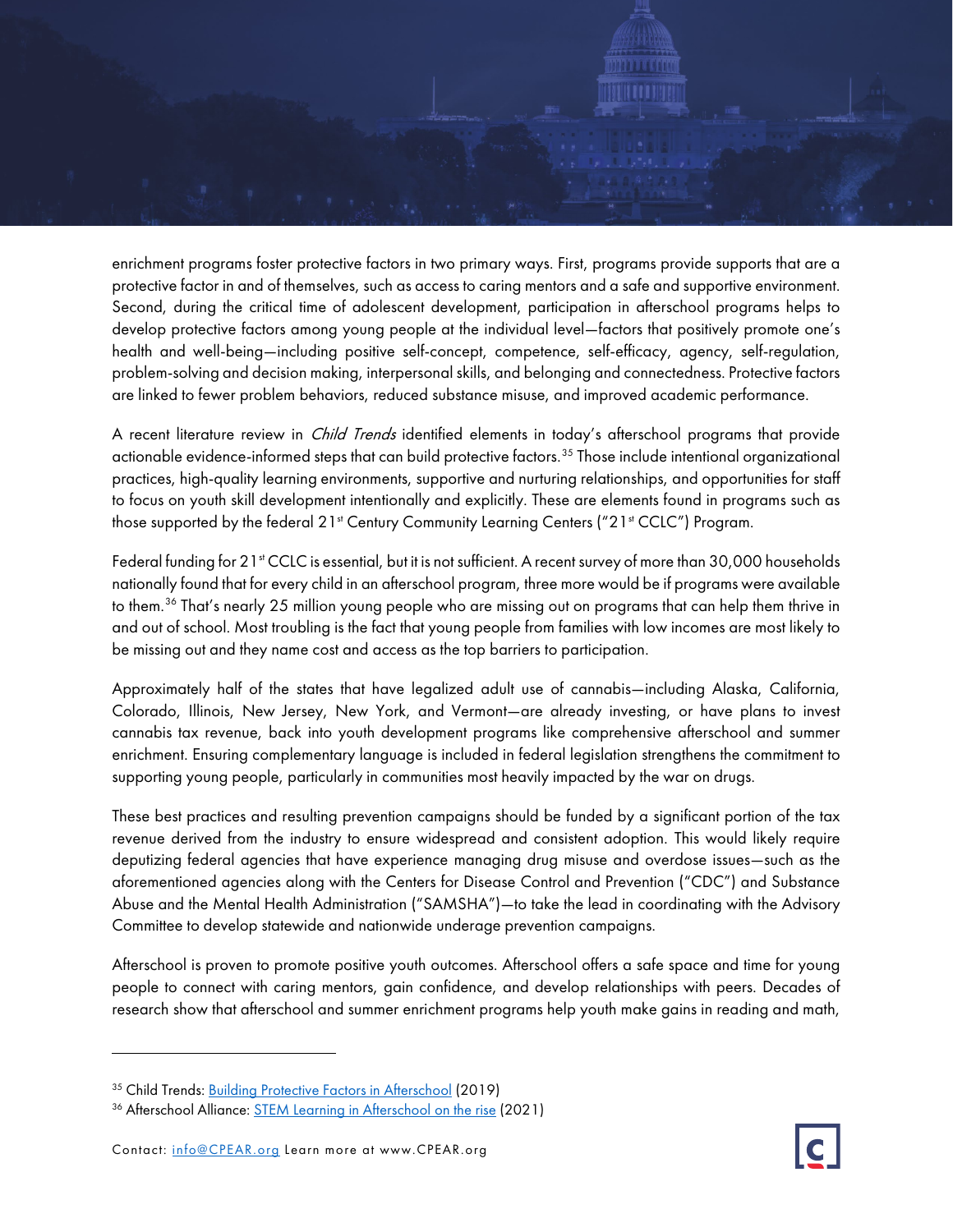enrichment programs foster protective factors in two primary ways. First, programs provide supports that are a protective factor in and of themselves, such as access to caring mentors and a safe and supportive environment. Second, during the critical time of adolescent development, participation in afterschool programs helps to develop protective factors among young people at the individual level—factors that positively promote one's health and well-being—including positive self-concept, competence, self-efficacy, agency, self-regulation, problem-solving and decision making, interpersonal skills, and belonging and connectedness. Protective factors are linked to fewer problem behaviors, reduced substance misuse, and improved academic performance.

A recent literature review in *Child Trends* identified elements in today's afterschool programs that provide actionable evidence-informed steps that can build protective factors.[35] Those include intentional organizational practices, high-quality learning environments, supportive and nurturing relationships, and opportunities for staff to focus on youth skill development intentionally and explicitly. These are elements found in programs such as those supported by the federal 21st Century Community Learning Centers ("21st CCLC") Program.

Federal funding for 21st CCLC is essential, but it is not sufficient. A recent survey of more than 30,000 households nationally found that for every child in an afterschool program, three more would be if programs were available to them.[36] That's nearly 25 million young people who are missing out on programs that can help them thrive in and out of school. Most troubling is the fact that young people from families with low incomes are most likely to be missing out and they name cost and access as the top barriers to participation.

Approximately half of the states that have legalized adult use of cannabis—including Alaska, California, Colorado, Illinois, New Jersey, New York, and Vermont—are already investing, or have plans to invest cannabis tax revenue, back into youth development programs like comprehensive afterschool and summer enrichment. Ensuring complementary language is included in federal legislation strengthens the commitment to supporting young people, particularly in communities most heavily impacted by the war on drugs.

These best practices and resulting prevention campaigns should be funded by a significant portion of the tax revenue derived from the industry to ensure widespread and consistent adoption. This would likely require deputizing federal agencies that have experience managing drug misuse and overdose issues—such as the aforementioned agencies along with the Centers for Disease Control and Prevention ("CDC") and Substance Abuse and the Mental Health Administration ("SAMSHA")—to take the lead in coordinating with the Advisory Committee to develop statewide and nationwide underage prevention campaigns.

Afterschool is proven to promote positive youth outcomes. Afterschool offers a safe space and time for young people to connect with caring mentors, gain confidence, and develop relationships with peers. Decades of research show that afterschool and summer enrichment programs help youth make gains in reading and math,

[35] Child Trends: Building Protective Factors in Afterschool (2019)

[36] Afterschool Alliance: STEM Learning in Afterschool on the rise (2021)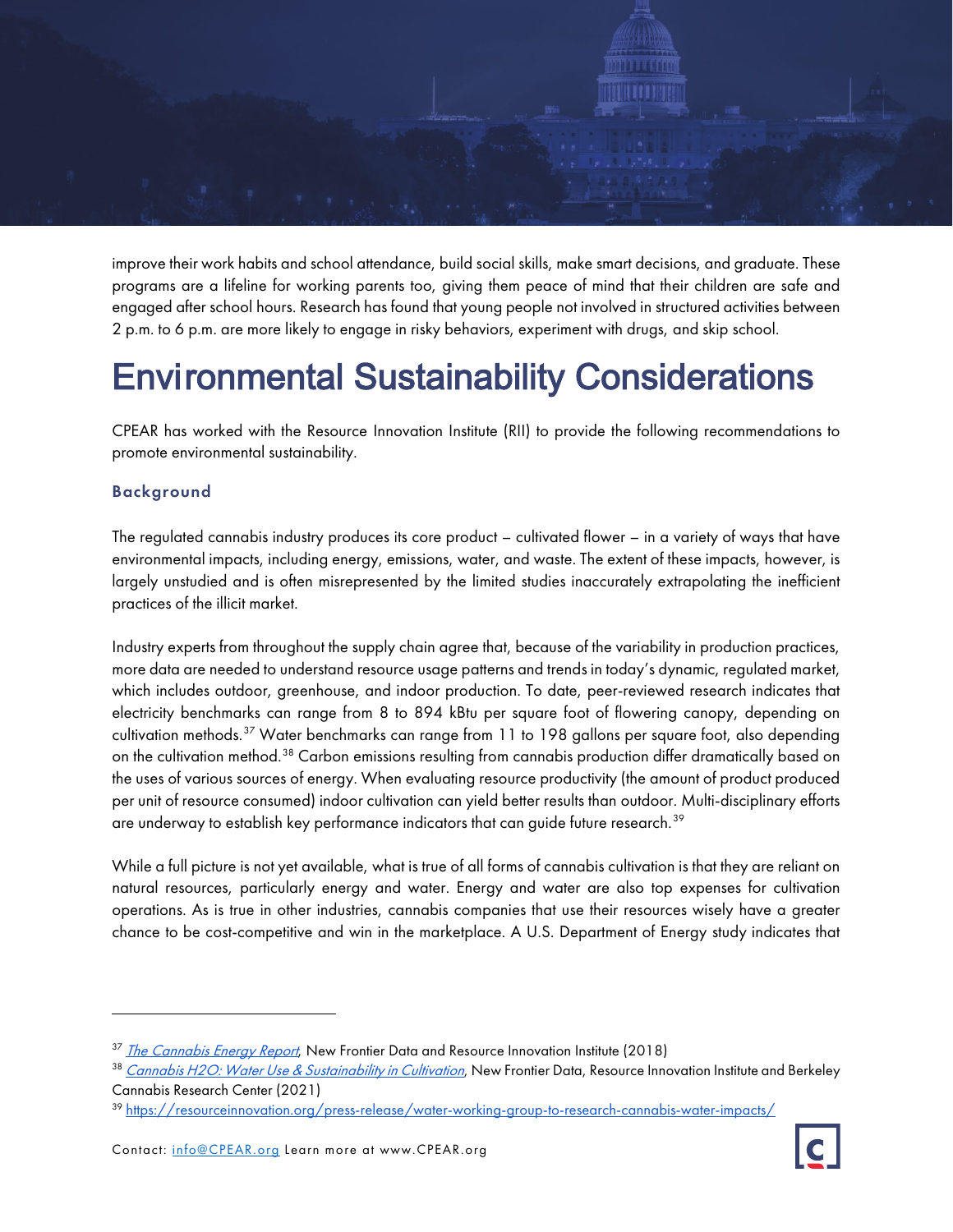improve their work habits and school attendance, build social skills, make smart decisions, and graduate. These programs are a lifeline for working parents too, giving them peace of mind that their children are safe and engaged after school hours. Research has found that young people not involved in structured activities between 2 p.m. to 6 p.m. are more likely to engage in risky behaviors, experiment with drugs, and skip school.

# Environmental Sustainability Considerations

CPEAR has worked with the Resource Innovation Institute (RII) to provide the following recommendations to promote environmental sustainability.

### Background

The regulated cannabis industry produces its core product – cultivated flower – in a variety of ways that have environmental impacts, including energy, emissions, water, and waste. The extent of these impacts, however, is largely unstudied and is often misrepresented by the limited studies inaccurately extrapolating the inefficient practices of the illicit market.

Industry experts from throughout the supply chain agree that, because of the variability in production practices, more data are needed to understand resource usage patterns and trends in today's dynamic, regulated market, which includes outdoor, greenhouse, and indoor production. To date, peer-reviewed research indicates that electricity benchmarks can range from 8 to 894 kBtu per square foot of flowering canopy, depending on cultivation methods.[37] Water benchmarks can range from 11 to 198 gallons per square foot, also depending on the cultivation method.[38] Carbon emissions resulting from cannabis production differ dramatically based on the uses of various sources of energy. When evaluating resource productivity (the amount of product produced per unit of resource consumed) indoor cultivation can yield better results than outdoor. Multi-disciplinary efforts are underway to establish key performance indicators that can guide future research.[39]

While a full picture is not yet available, what is true of all forms of cannabis cultivation is that they are reliant on natural resources, particularly energy and water. Energy and water are also top expenses for cultivation operations. As is true in other industries, cannabis companies that use their resources wisely have a greater chance to be cost-competitive and win in the marketplace. A U.S. Department of Energy study indicates that

---

[37] *The Cannabis Energy Report*, New Frontier Data and Resource Innovation Institute (2018)

[38] *Cannabis H2O: Water Use & Sustainability in Cultivation*, New Frontier Data, Resource Innovation Institute and Berkeley Cannabis Research Center (2021)

[39] https://resourceinnovation.org/press-release/water-working-group-to-research-cannabis-water-impacts/

Contact: info@CPEAR.org Learn more at www.CPEAR.org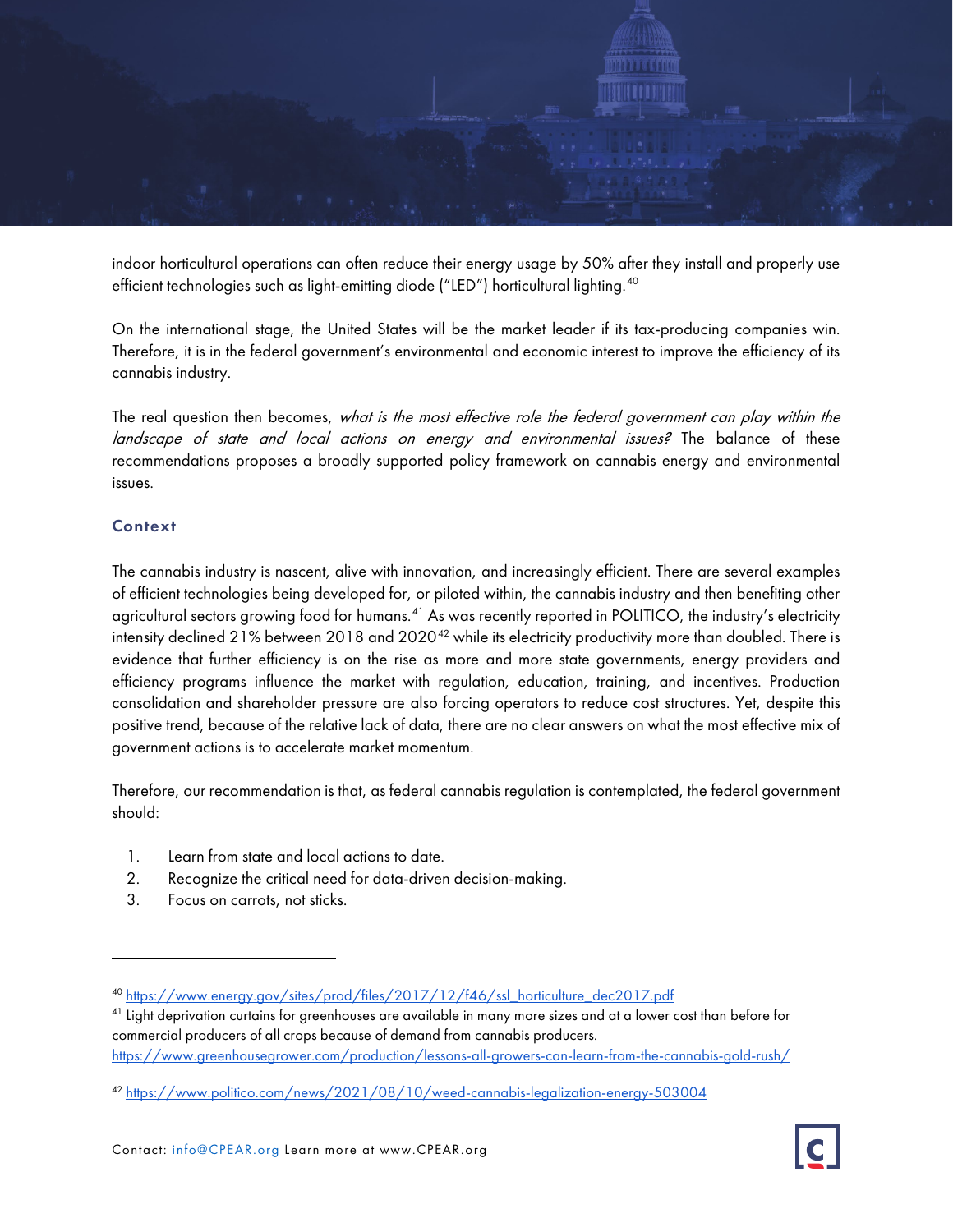indoor horticultural operations can often reduce their energy usage by 50% after they install and properly use efficient technologies such as light-emitting diode ("LED") horticultural lighting.[40]

On the international stage, the United States will be the market leader if its tax-producing companies win. Therefore, it is in the federal government's environmental and economic interest to improve the efficiency of its cannabis industry.

The real question then becomes, *what is the most effective role the federal government can play within the landscape of state and local actions on energy and environmental issues?* The balance of these recommendations proposes a broadly supported policy framework on cannabis energy and environmental issues.

### Context

The cannabis industry is nascent, alive with innovation, and increasingly efficient. There are several examples of efficient technologies being developed for, or piloted within, the cannabis industry and then benefiting other agricultural sectors growing food for humans.[41] As was recently reported in POLITICO, the industry's electricity intensity declined 21% between 2018 and 2020[42] while its electricity productivity more than doubled. There is evidence that further efficiency is on the rise as more and more state governments, energy providers and efficiency programs influence the market with regulation, education, training, and incentives. Production consolidation and shareholder pressure are also forcing operators to reduce cost structures. Yet, despite this positive trend, because of the relative lack of data, there are no clear answers on what the most effective mix of government actions is to accelerate market momentum.

Therefore, our recommendation is that, as federal cannabis regulation is contemplated, the federal government should:

1. Learn from state and local actions to date.
2. Recognize the critical need for data-driven decision-making.
3. Focus on carrots, not sticks.

---

[40] https://www.energy.gov/sites/prod/files/2017/12/f46/ssl_horticulture_dec2017.pdf

[41] Light deprivation curtains for greenhouses are available in many more sizes and at a lower cost than before for commercial producers of all crops because of demand from cannabis producers. https://www.greenhousegrower.com/production/lessons-all-growers-can-learn-from-the-cannabis-gold-rush/

[42] https://www.politico.com/news/2021/08/10/weed-cannabis-legalization-energy-503004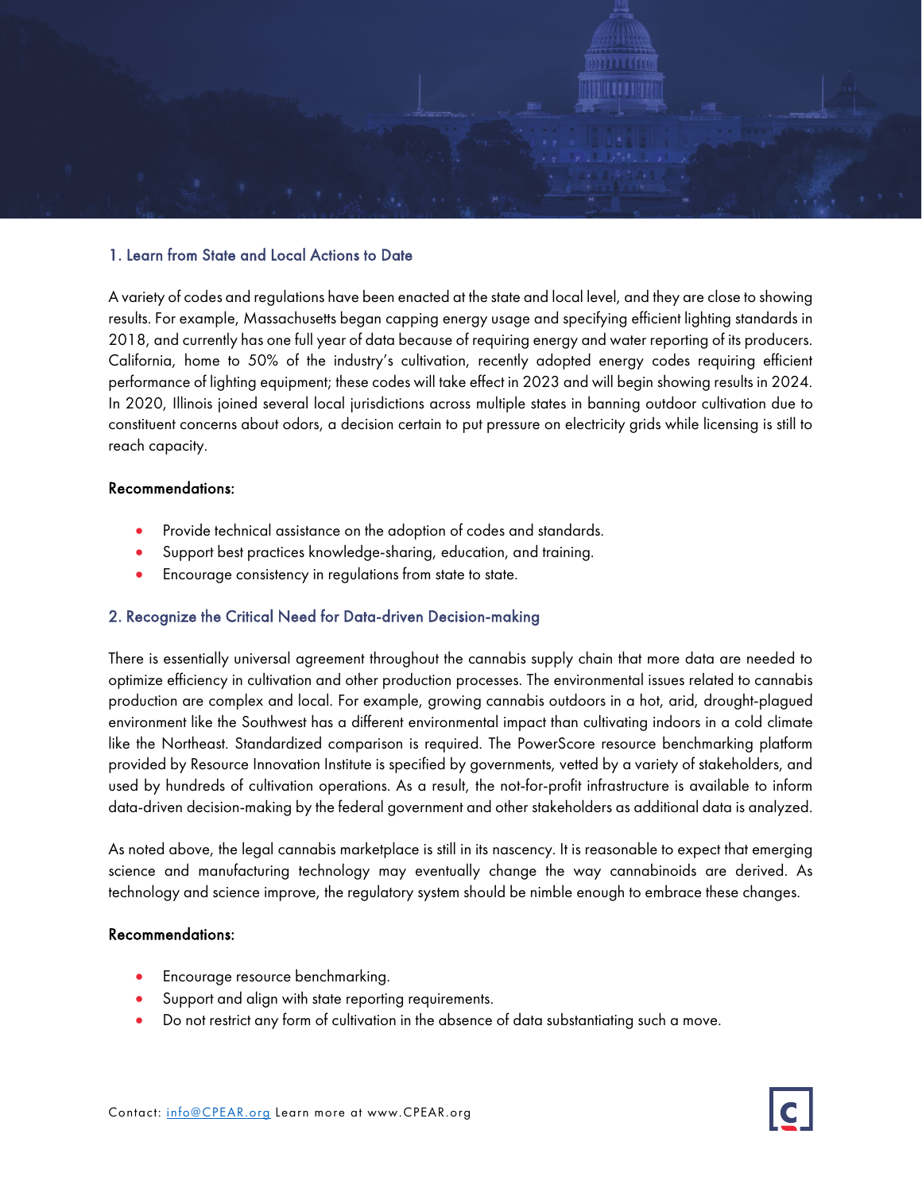## 1. Learn from State and Local Actions to Date

A variety of codes and regulations have been enacted at the state and local level, and they are close to showing results. For example, Massachusetts began capping energy usage and specifying efficient lighting standards in 2018, and currently has one full year of data because of requiring energy and water reporting of its producers. California, home to 50% of the industry's cultivation, recently adopted energy codes requiring efficient performance of lighting equipment; these codes will take effect in 2023 and will begin showing results in 2024. In 2020, Illinois joined several local jurisdictions across multiple states in banning outdoor cultivation due to constituent concerns about odors, a decision certain to put pressure on electricity grids while licensing is still to reach capacity.

**Recommendations:**

- Provide technical assistance on the adoption of codes and standards.
- Support best practices knowledge-sharing, education, and training.
- Encourage consistency in regulations from state to state.

## 2. Recognize the Critical Need for Data-driven Decision-making

There is essentially universal agreement throughout the cannabis supply chain that more data are needed to optimize efficiency in cultivation and other production processes. The environmental issues related to cannabis production are complex and local. For example, growing cannabis outdoors in a hot, arid, drought-plagued environment like the Southwest has a different environmental impact than cultivating indoors in a cold climate like the Northeast. Standardized comparison is required. The PowerScore resource benchmarking platform provided by Resource Innovation Institute is specified by governments, vetted by a variety of stakeholders, and used by hundreds of cultivation operations. As a result, the not-for-profit infrastructure is available to inform data-driven decision-making by the federal government and other stakeholders as additional data is analyzed.

As noted above, the legal cannabis marketplace is still in its nascency. It is reasonable to expect that emerging science and manufacturing technology may eventually change the way cannabinoids are derived. As technology and science improve, the regulatory system should be nimble enough to embrace these changes.

**Recommendations:**

- Encourage resource benchmarking.
- Support and align with state reporting requirements.
- Do not restrict any form of cultivation in the absence of data substantiating such a move.

Contact: info@CPEAR.org Learn more at www.CPEAR.org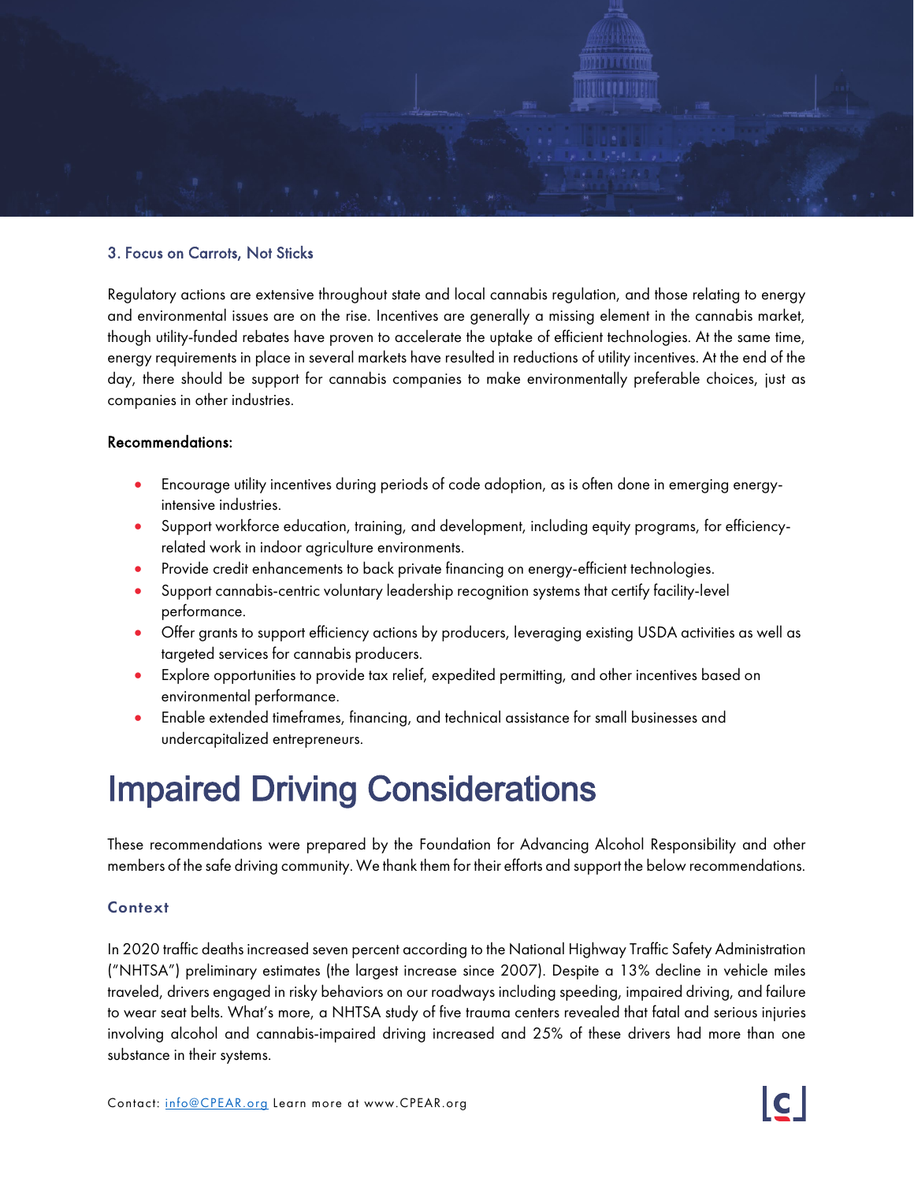### 3. Focus on Carrots, Not Sticks

Regulatory actions are extensive throughout state and local cannabis regulation, and those relating to energy and environmental issues are on the rise. Incentives are generally a missing element in the cannabis market, though utility-funded rebates have proven to accelerate the uptake of efficient technologies. At the same time, energy requirements in place in several markets have resulted in reductions of utility incentives. At the end of the day, there should be support for cannabis companies to make environmentally preferable choices, just as companies in other industries.

**Recommendations:**

- Encourage utility incentives during periods of code adoption, as is often done in emerging energy-intensive industries.
- Support workforce education, training, and development, including equity programs, for efficiency-related work in indoor agriculture environments.
- Provide credit enhancements to back private financing on energy-efficient technologies.
- Support cannabis-centric voluntary leadership recognition systems that certify facility-level performance.
- Offer grants to support efficiency actions by producers, leveraging existing USDA activities as well as targeted services for cannabis producers.
- Explore opportunities to provide tax relief, expedited permitting, and other incentives based on environmental performance.
- Enable extended timeframes, financing, and technical assistance for small businesses and undercapitalized entrepreneurs.

# Impaired Driving Considerations

These recommendations were prepared by the Foundation for Advancing Alcohol Responsibility and other members of the safe driving community. We thank them for their efforts and support the below recommendations.

### Context

In 2020 traffic deaths increased seven percent according to the National Highway Traffic Safety Administration ("NHTSA") preliminary estimates (the largest increase since 2007). Despite a 13% decline in vehicle miles traveled, drivers engaged in risky behaviors on our roadways including speeding, impaired driving, and failure to wear seat belts. What's more, a NHTSA study of five trauma centers revealed that fatal and serious injuries involving alcohol and cannabis-impaired driving increased and 25% of these drivers had more than one substance in their systems.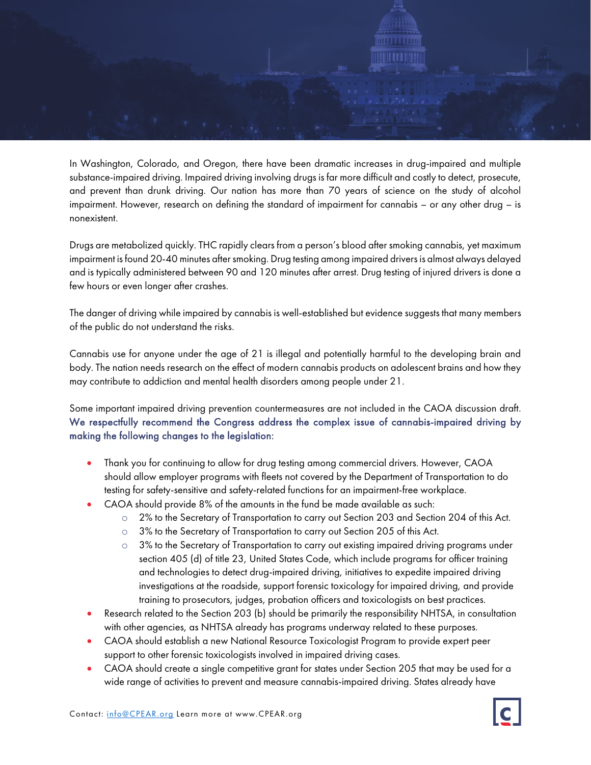In Washington, Colorado, and Oregon, there have been dramatic increases in drug-impaired and multiple substance-impaired driving. Impaired driving involving drugs is far more difficult and costly to detect, prosecute, and prevent than drunk driving. Our nation has more than 70 years of science on the study of alcohol impairment. However, research on defining the standard of impairment for cannabis – or any other drug – is nonexistent.

Drugs are metabolized quickly. THC rapidly clears from a person's blood after smoking cannabis, yet maximum impairment is found 20-40 minutes after smoking. Drug testing among impaired drivers is almost always delayed and is typically administered between 90 and 120 minutes after arrest. Drug testing of injured drivers is done a few hours or even longer after crashes.

The danger of driving while impaired by cannabis is well-established but evidence suggests that many members of the public do not understand the risks.

Cannabis use for anyone under the age of 21 is illegal and potentially harmful to the developing brain and body. The nation needs research on the effect of modern cannabis products on adolescent brains and how they may contribute to addiction and mental health disorders among people under 21.

Some important impaired driving prevention countermeasures are not included in the CAOA discussion draft. **We respectfully recommend the Congress address the complex issue of cannabis-impaired driving by making the following changes to the legislation:**

- Thank you for continuing to allow for drug testing among commercial drivers. However, CAOA should allow employer programs with fleets not covered by the Department of Transportation to do testing for safety-sensitive and safety-related functions for an impairment-free workplace.
- CAOA should provide 8% of the amounts in the fund be made available as such:
  - 2% to the Secretary of Transportation to carry out Section 203 and Section 204 of this Act.
  - 3% to the Secretary of Transportation to carry out Section 205 of this Act.
  - 3% to the Secretary of Transportation to carry out existing impaired driving programs under section 405 (d) of title 23, United States Code, which include programs for officer training and technologies to detect drug-impaired driving, initiatives to expedite impaired driving investigations at the roadside, support forensic toxicology for impaired driving, and provide training to prosecutors, judges, probation officers and toxicologists on best practices.
- Research related to the Section 203 (b) should be primarily the responsibility NHTSA, in consultation with other agencies, as NHTSA already has programs underway related to these purposes.
- CAOA should establish a new National Resource Toxicologist Program to provide expert peer support to other forensic toxicologists involved in impaired driving cases.
- CAOA should create a single competitive grant for states under Section 205 that may be used for a wide range of activities to prevent and measure cannabis-impaired driving. States already have

Contact: info@CPEAR.org Learn more at www.CPEAR.org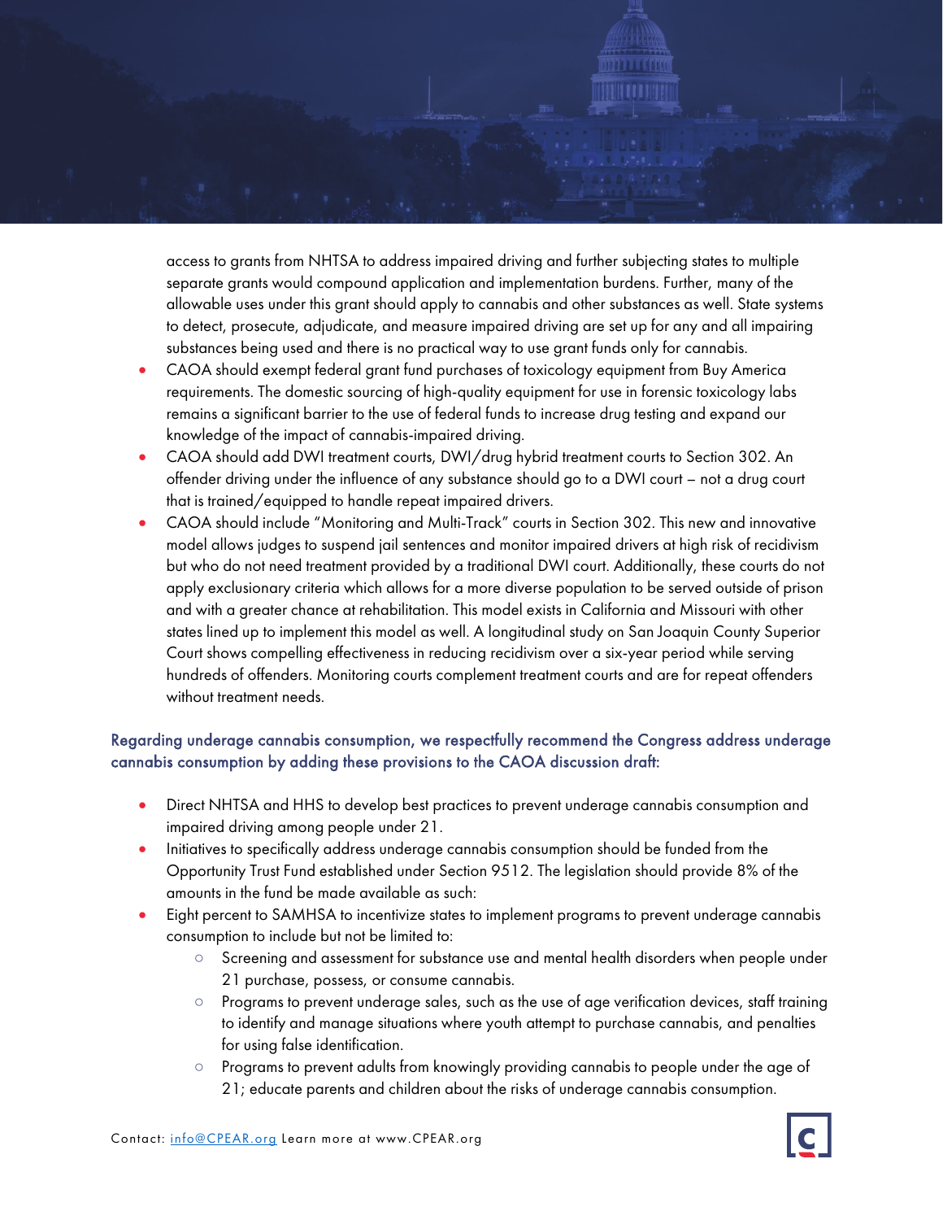access to grants from NHTSA to address impaired driving and further subjecting states to multiple separate grants would compound application and implementation burdens. Further, many of the allowable uses under this grant should apply to cannabis and other substances as well. State systems to detect, prosecute, adjudicate, and measure impaired driving are set up for any and all impairing substances being used and there is no practical way to use grant funds only for cannabis.

- CAOA should exempt federal grant fund purchases of toxicology equipment from Buy America requirements. The domestic sourcing of high-quality equipment for use in forensic toxicology labs remains a significant barrier to the use of federal funds to increase drug testing and expand our knowledge of the impact of cannabis-impaired driving.
- CAOA should add DWI treatment courts, DWI/drug hybrid treatment courts to Section 302. An offender driving under the influence of any substance should go to a DWI court – not a drug court that is trained/equipped to handle repeat impaired drivers.
- CAOA should include "Monitoring and Multi-Track" courts in Section 302. This new and innovative model allows judges to suspend jail sentences and monitor impaired drivers at high risk of recidivism but who do not need treatment provided by a traditional DWI court. Additionally, these courts do not apply exclusionary criteria which allows for a more diverse population to be served outside of prison and with a greater chance at rehabilitation. This model exists in California and Missouri with other states lined up to implement this model as well. A longitudinal study on San Joaquin County Superior Court shows compelling effectiveness in reducing recidivism over a six-year period while serving hundreds of offenders. Monitoring courts complement treatment courts and are for repeat offenders without treatment needs.

### Regarding underage cannabis consumption, we respectfully recommend the Congress address underage cannabis consumption by adding these provisions to the CAOA discussion draft:

- Direct NHTSA and HHS to develop best practices to prevent underage cannabis consumption and impaired driving among people under 21.
- Initiatives to specifically address underage cannabis consumption should be funded from the Opportunity Trust Fund established under Section 9512. The legislation should provide 8% of the amounts in the fund be made available as such:
- Eight percent to SAMHSA to incentivize states to implement programs to prevent underage cannabis consumption to include but not be limited to:
  - Screening and assessment for substance use and mental health disorders when people under 21 purchase, possess, or consume cannabis.
  - Programs to prevent underage sales, such as the use of age verification devices, staff training to identify and manage situations where youth attempt to purchase cannabis, and penalties for using false identification.
  - Programs to prevent adults from knowingly providing cannabis to people under the age of 21; educate parents and children about the risks of underage cannabis consumption.

Contact: info@CPEAR.org Learn more at www.CPEAR.org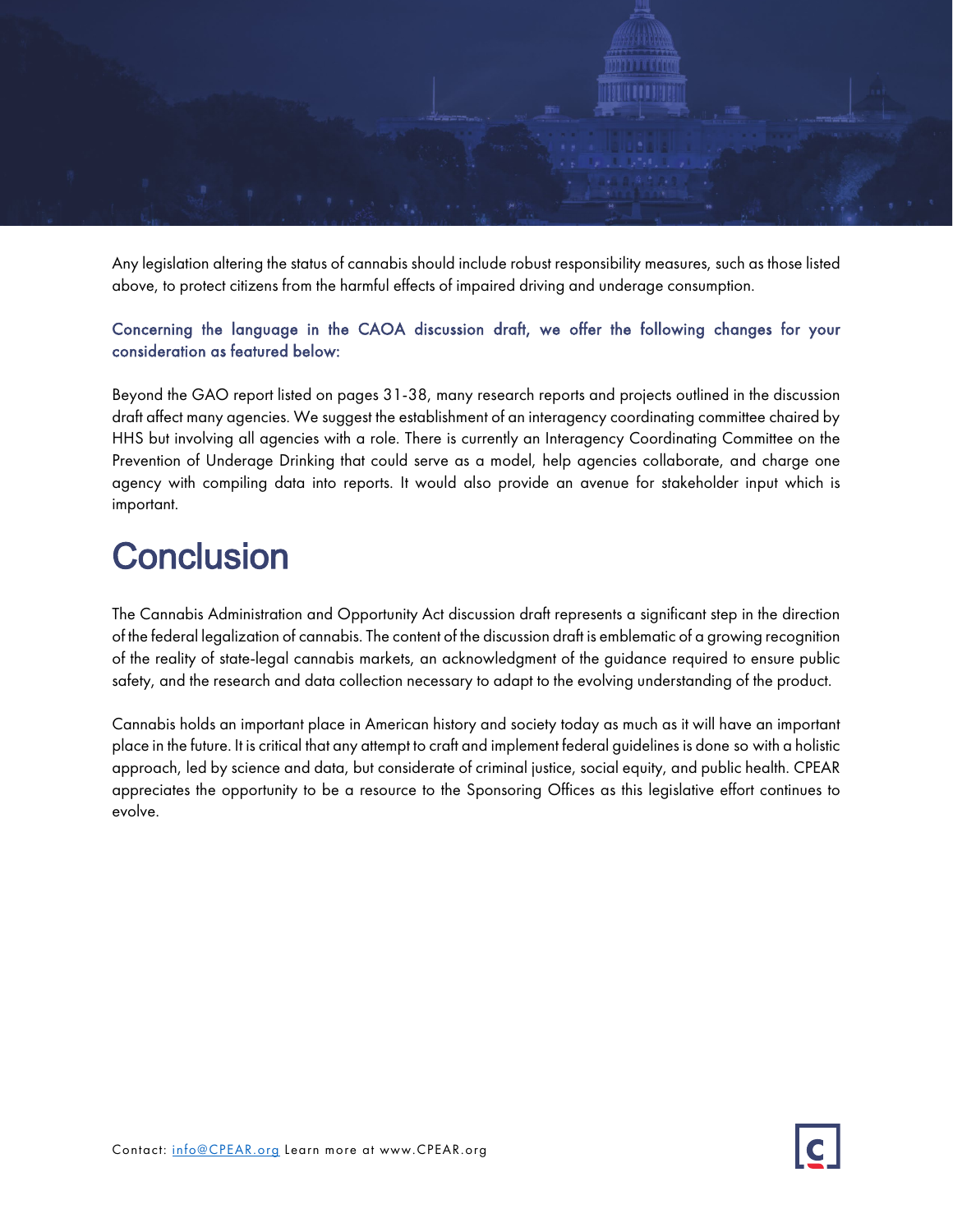Any legislation altering the status of cannabis should include robust responsibility measures, such as those listed above, to protect citizens from the harmful effects of impaired driving and underage consumption.

### Concerning the language in the CAOA discussion draft, we offer the following changes for your consideration as featured below:

Beyond the GAO report listed on pages 31-38, many research reports and projects outlined in the discussion draft affect many agencies. We suggest the establishment of an interagency coordinating committee chaired by HHS but involving all agencies with a role. There is currently an Interagency Coordinating Committee on the Prevention of Underage Drinking that could serve as a model, help agencies collaborate, and charge one agency with compiling data into reports. It would also provide an avenue for stakeholder input which is important.

# Conclusion

The Cannabis Administration and Opportunity Act discussion draft represents a significant step in the direction of the federal legalization of cannabis. The content of the discussion draft is emblematic of a growing recognition of the reality of state-legal cannabis markets, an acknowledgment of the guidance required to ensure public safety, and the research and data collection necessary to adapt to the evolving understanding of the product.

Cannabis holds an important place in American history and society today as much as it will have an important place in the future. It is critical that any attempt to craft and implement federal guidelines is done so with a holistic approach, led by science and data, but considerate of criminal justice, social equity, and public health. CPEAR appreciates the opportunity to be a resource to the Sponsoring Offices as this legislative effort continues to evolve.

Contact: info@CPEAR.org Learn more at www.CPEAR.org